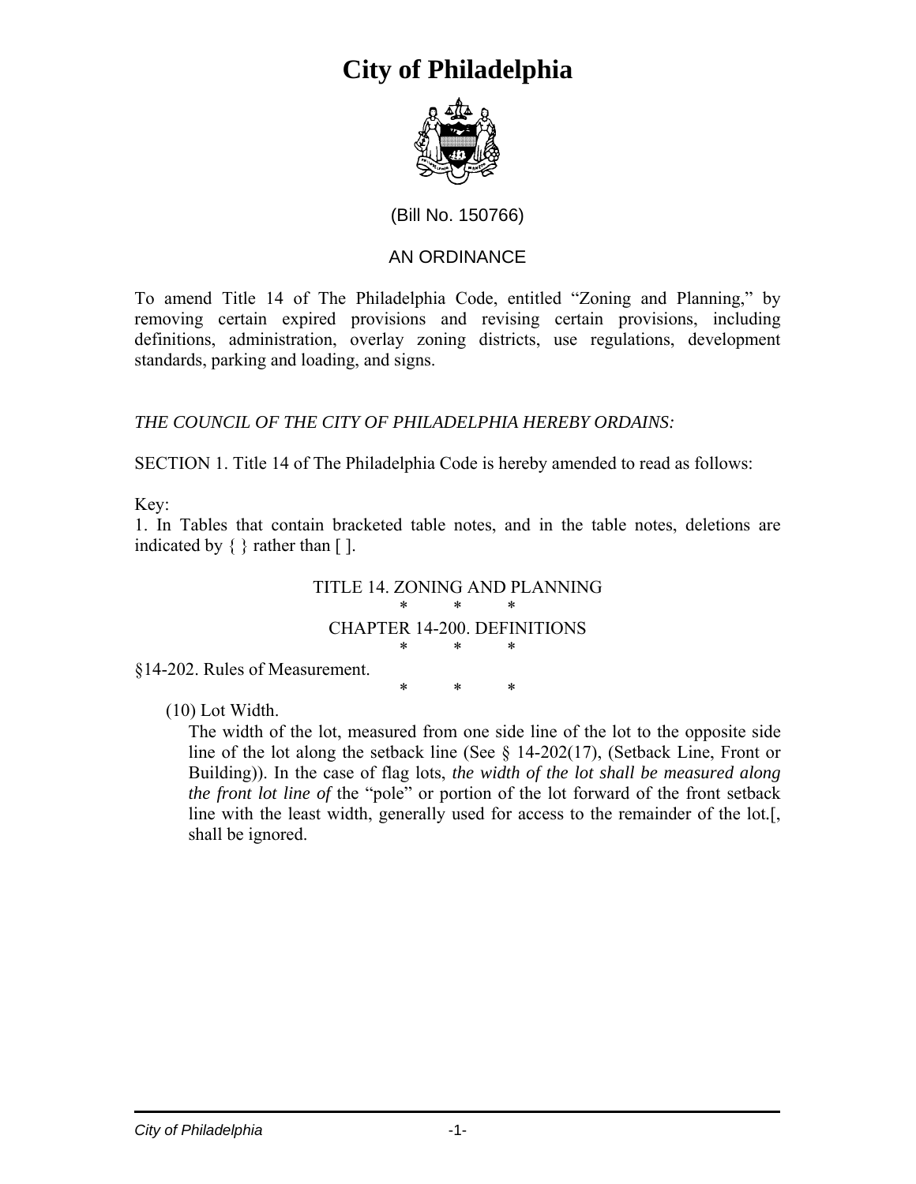# City of Philadelphia

(Bill No. 150766)

AN ORDINANCE

To amend Title 14 of The Philadelphia Code, entitled "Zoning and Planning," by removing certain expired provisions and revising certain provisions, including definitions, administration, overlay zoning districts, use regulations, development standards, parking and loading, and signs.

*THE COUNCIL OF THE CITY OF PHILADELPHIA HEREBY ORDAINS:*

SECTION 1. Title 14 of The Philadelphia Code is hereby amended to read as follows:

Key:
1. In Tables that contain bracketed table notes, and in the table notes, deletions are indicated by { } rather than [ ].

TITLE 14. ZONING AND PLANNING

\* \* \*

CHAPTER 14-200. DEFINITIONS

\* \* \*

§14-202. Rules of Measurement.

\* \* \*

(10) Lot Width.

The width of the lot, measured from one side line of the lot to the opposite side line of the lot along the setback line (See § 14-202(17), (Setback Line, Front or Building)). In the case of flag lots, *the width of the lot shall be measured along the front lot line of* the "pole" or portion of the lot forward of the front setback line with the least width, generally used for access to the remainder of the lot.[, shall be ignored.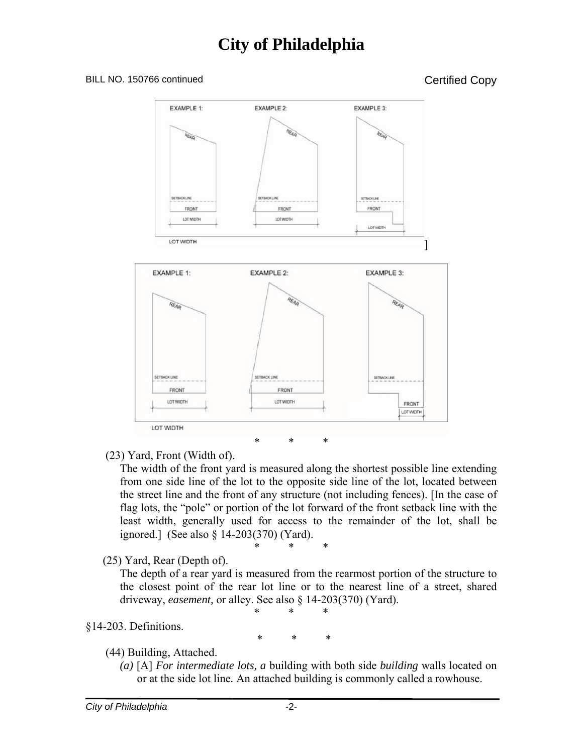EXAMPLE 1: EXAMPLE 2: EXAMPLE 3:

LOT WIDTH ]

EXAMPLE 1: EXAMPLE 2: EXAMPLE 3:

LOT WIDTH

\* \* \*

(23) Yard, Front (Width of).

The width of the front yard is measured along the shortest possible line extending from one side line of the lot to the opposite side line of the lot, located between the street line and the front of any structure (not including fences). [In the case of flag lots, the "pole" or portion of the lot forward of the front setback line with the least width, generally used for access to the remainder of the lot, shall be ignored.] (See also § 14-203(370) (Yard).

\* \* \*

(25) Yard, Rear (Depth of).

The depth of a rear yard is measured from the rearmost portion of the structure to the closest point of the rear lot line or to the nearest line of a street, shared driveway, *easement,* or alley. See also § 14-203(370) (Yard).

\* \* \*

§14-203. Definitions.

\* \* \*

(44) Building, Attached.

*(a)* [A] *For intermediate lots, a* building with both side *building* walls located on or at the side lot line. An attached building is commonly called a rowhouse.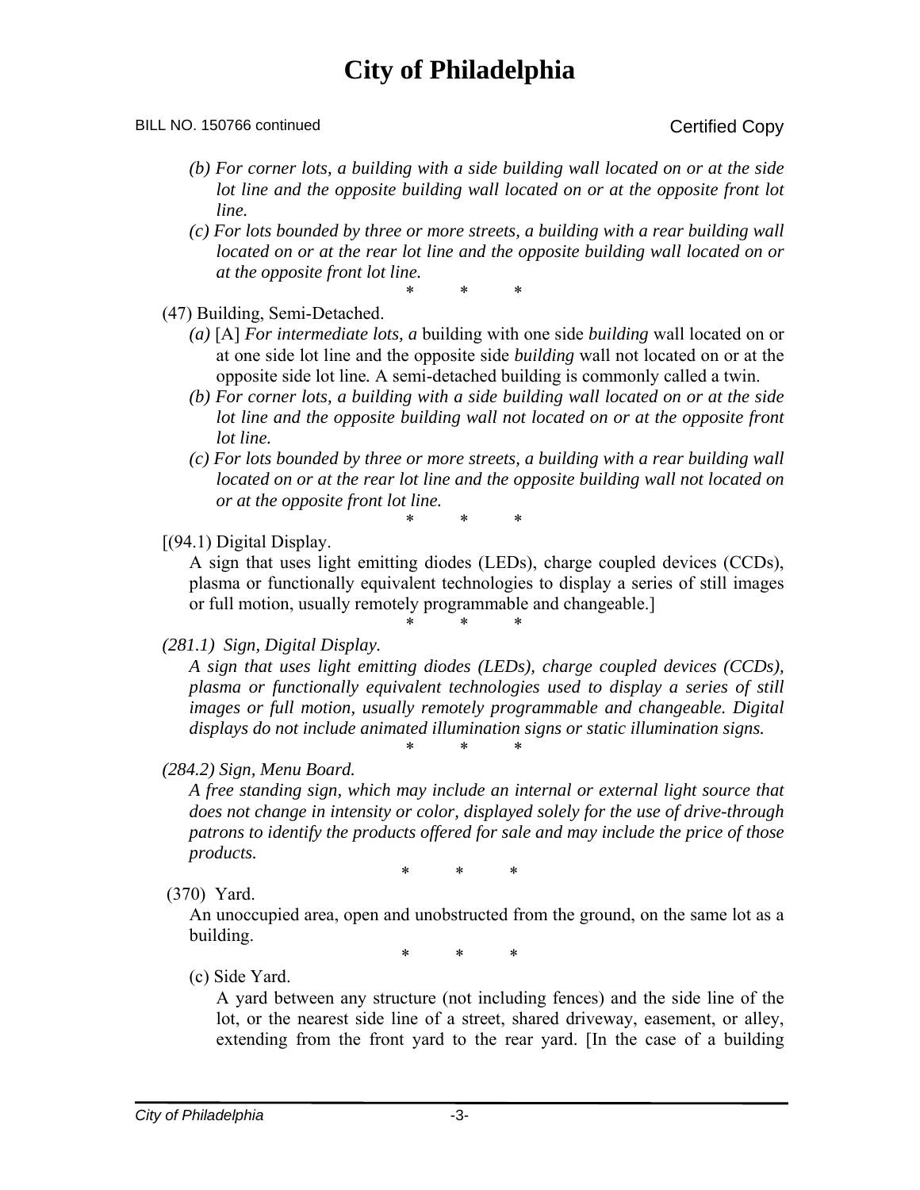*(b) For corner lots, a building with a side building wall located on or at the side lot line and the opposite building wall located on or at the opposite front lot line.*

*(c) For lots bounded by three or more streets, a building with a rear building wall located on or at the rear lot line and the opposite building wall located on or at the opposite front lot line.*

\* \* \*

(47) Building, Semi-Detached.

*(a)* [A] *For intermediate lots, a* building with one side *building* wall located on or at one side lot line and the opposite side *building* wall not located on or at the opposite side lot line. A semi-detached building is commonly called a twin.

*(b) For corner lots, a building with a side building wall located on or at the side lot line and the opposite building wall not located on or at the opposite front lot line.*

*(c) For lots bounded by three or more streets, a building with a rear building wall located on or at the rear lot line and the opposite building wall not located on or at the opposite front lot line.*

\* \* \*

[(94.1) Digital Display.

A sign that uses light emitting diodes (LEDs), charge coupled devices (CCDs), plasma or functionally equivalent technologies to display a series of still images or full motion, usually remotely programmable and changeable.]

\* \* \*

*(281.1) Sign, Digital Display.*

*A sign that uses light emitting diodes (LEDs), charge coupled devices (CCDs), plasma or functionally equivalent technologies used to display a series of still images or full motion, usually remotely programmable and changeable. Digital displays do not include animated illumination signs or static illumination signs.*

\* \* \*

*(284.2) Sign, Menu Board.*

*A free standing sign, which may include an internal or external light source that does not change in intensity or color, displayed solely for the use of drive-through patrons to identify the products offered for sale and may include the price of those products.*

\* \* \*

(370) Yard.

An unoccupied area, open and unobstructed from the ground, on the same lot as a building.

\* \* \*

(c) Side Yard.

A yard between any structure (not including fences) and the side line of the lot, or the nearest side line of a street, shared driveway, easement, or alley, extending from the front yard to the rear yard. [In the case of a building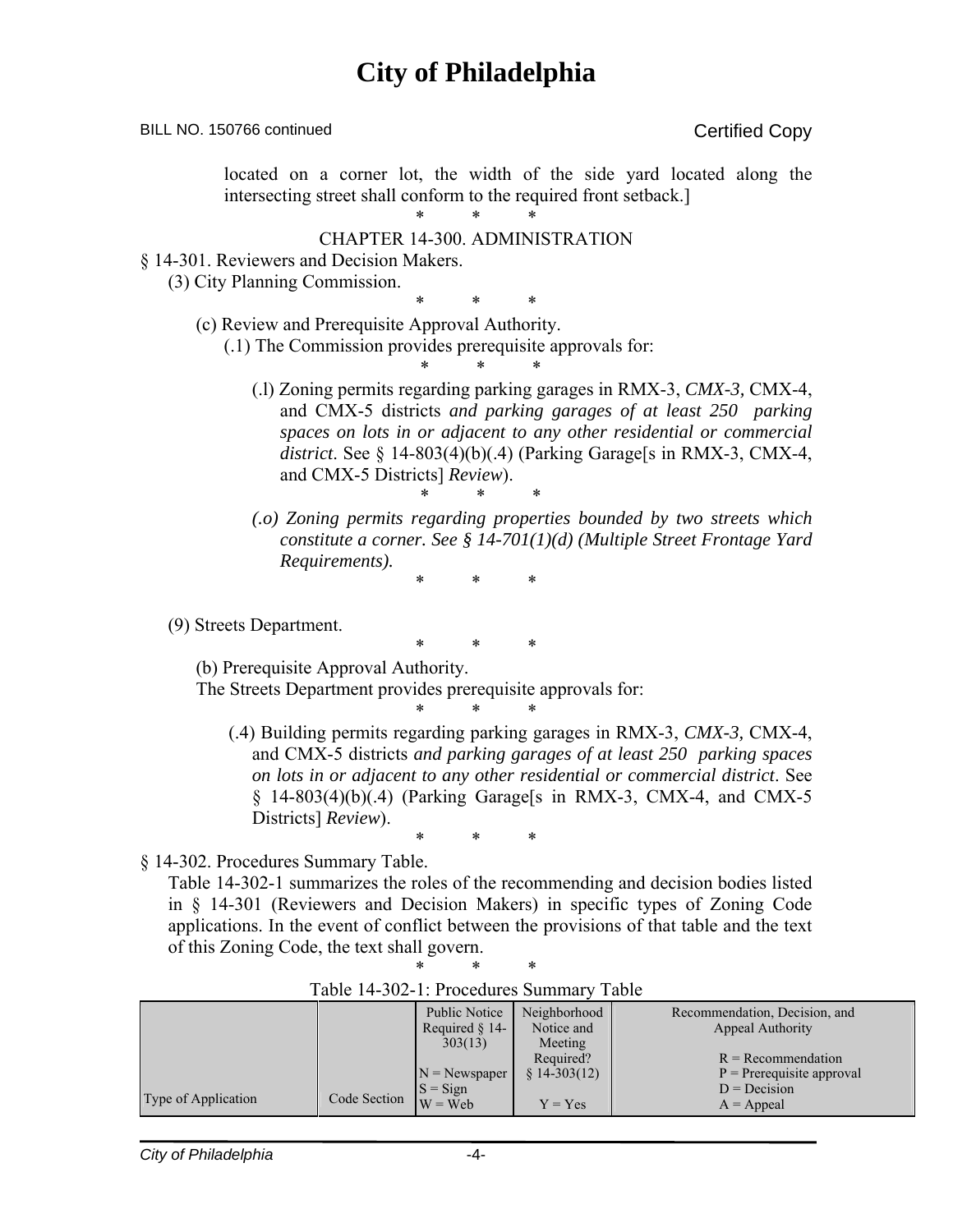BILL NO. 150766 continued Certified Copy

located on a corner lot, the width of the side yard located along the intersecting street shall conform to the required front setback.]

\* \* \*

CHAPTER 14-300. ADMINISTRATION

§ 14-301. Reviewers and Decision Makers.

(3) City Planning Commission.

\* \* \*

(c) Review and Prerequisite Approval Authority.

(.1) The Commission provides prerequisite approvals for:

\* \* \*

(.l) Zoning permits regarding parking garages in RMX-3, *CMX-3,* CMX-4, and CMX-5 districts *and parking garages of at least 250 parking spaces on lots in or adjacent to any other residential or commercial district*. See § 14-803(4)(b)(.4) (Parking Garage[s in RMX-3, CMX-4, and CMX-5 Districts] *Review*).

\* \* \*

*(.o) Zoning permits regarding properties bounded by two streets which constitute a corner. See § 14-701(1)(d) (Multiple Street Frontage Yard Requirements).*

\* \* \*

(9) Streets Department.

\* \* \*

(b) Prerequisite Approval Authority.

The Streets Department provides prerequisite approvals for:

\* \* \*

(.4) Building permits regarding parking garages in RMX-3, *CMX-3,* CMX-4, and CMX-5 districts *and parking garages of at least 250 parking spaces on lots in or adjacent to any other residential or commercial district*. See § 14-803(4)(b)(.4) (Parking Garage[s in RMX-3, CMX-4, and CMX-5 Districts] *Review*).

\* \* \*

§ 14-302. Procedures Summary Table.

Table 14-302-1 summarizes the roles of the recommending and decision bodies listed in § 14-301 (Reviewers and Decision Makers) in specific types of Zoning Code applications. In the event of conflict between the provisions of that table and the text of this Zoning Code, the text shall govern.

\* \* \*

Table 14-302-1: Procedures Summary Table

| Type of Application | Code Section | Public Notice Required § 14-303(13)<br>N = Newspaper<br>S = Sign<br>W = Web | Neighborhood Notice and Meeting Required? § 14-303(12)<br>Y = Yes | Recommendation, Decision, and Appeal Authority<br>R = Recommendation<br>P = Prerequisite approval<br>D = Decision<br>A = Appeal |
|---|---|---|---|---|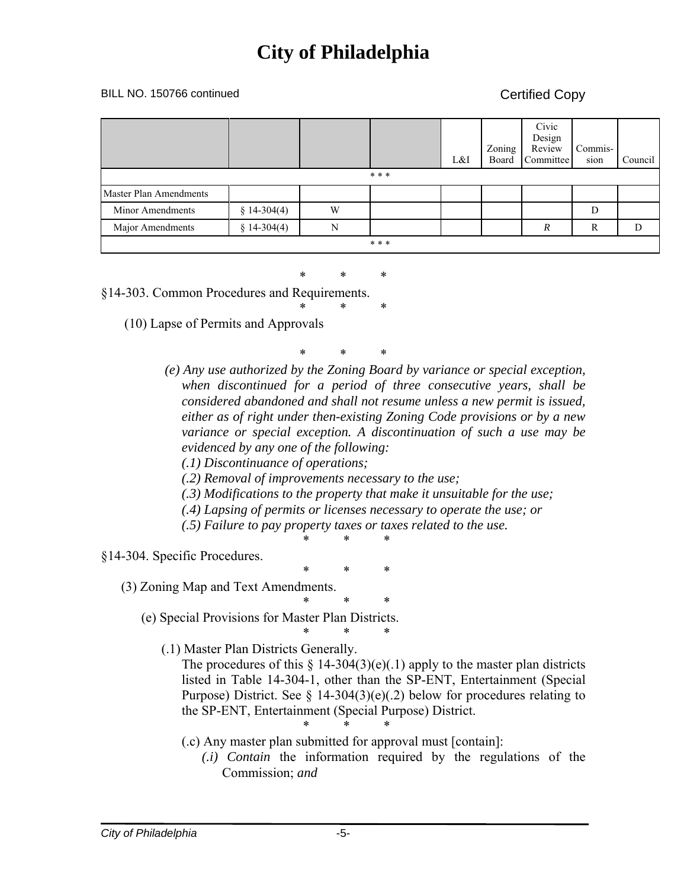BILL NO. 150766 continued

Certified Copy

| | | | | L&I | Zoning Board | Civic Design Review Committee | Commis-sion | Council |
|---|---|---|---|---|---|---|---|---|
| * * * | | | | | | | | |
| Master Plan Amendments | | | | | | | | |
| Minor Amendments | § 14-304(4) | W | | | | | D | |
| Major Amendments | § 14-304(4) | N | | | | *R* | R | D |
| * * * | | | | | | | | |

\* \* \*

§14-303. Common Procedures and Requirements.

\* \* \*

(10) Lapse of Permits and Approvals

\* \* \*

*(e) Any use authorized by the Zoning Board by variance or special exception, when discontinued for a period of three consecutive years, shall be considered abandoned and shall not resume unless a new permit is issued, either as of right under then-existing Zoning Code provisions or by a new variance or special exception. A discontinuation of such a use may be evidenced by any one of the following:*

*(.1) Discontinuance of operations;*

*(.2) Removal of improvements necessary to the use;*

*(.3) Modifications to the property that make it unsuitable for the use;*

*(.4) Lapsing of permits or licenses necessary to operate the use; or*

*(.5) Failure to pay property taxes or taxes related to the use.*

\* \* \*

§14-304. Specific Procedures.

\* \* \*

(3) Zoning Map and Text Amendments.

\* \* \*

(e) Special Provisions for Master Plan Districts.

\* \* \*

(.1) Master Plan Districts Generally.

The procedures of this § 14-304(3)(e)(.1) apply to the master plan districts listed in Table 14-304-1, other than the SP-ENT, Entertainment (Special Purpose) District. See § 14-304(3)(e)(.2) below for procedures relating to the SP-ENT, Entertainment (Special Purpose) District.

\* \* \*

(.c) Any master plan submitted for approval must [contain]:

*(.i) Contain* the information required by the regulations of the Commission; *and*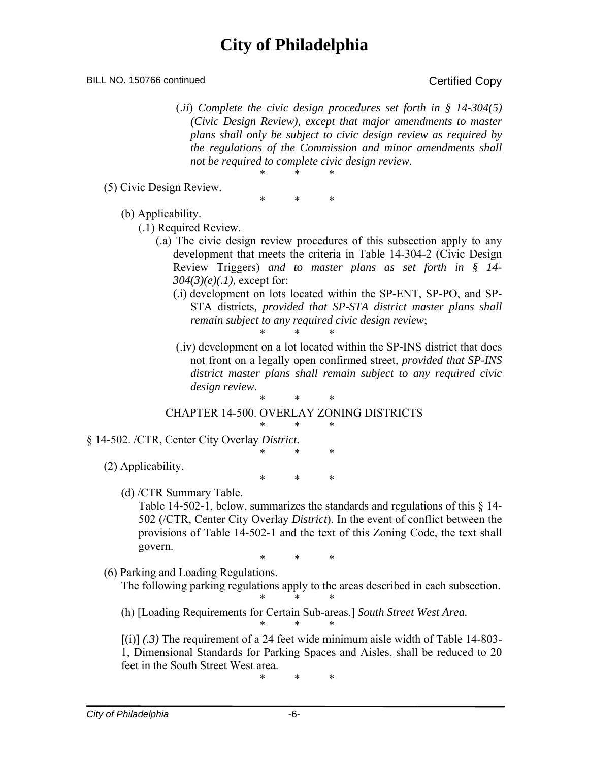# City of Philadelphia

BILL NO. 150766 continued Certified Copy

(*.ii*) *Complete the civic design procedures set forth in § 14-304(5) (Civic Design Review), except that major amendments to master plans shall only be subject to civic design review as required by the regulations of the Commission and minor amendments shall not be required to complete civic design review.*

\* \* \*

(5) Civic Design Review.

\* \* \*

(b) Applicability.

(.1) Required Review.

(.a) The civic design review procedures of this subsection apply to any development that meets the criteria in Table 14-304-2 (Civic Design Review Triggers) *and to master plans as set forth in § 14-304(3)(e)(.1),* except for:

(.i) development on lots located within the SP-ENT, SP-PO, and SP-STA districts*, provided that SP-STA district master plans shall remain subject to any required civic design review*;

\* \* \*

(.iv) development on a lot located within the SP-INS district that does not front on a legally open confirmed street*, provided that SP-INS district master plans shall remain subject to any required civic design review*.

\* \* \*

CHAPTER 14-500. OVERLAY ZONING DISTRICTS

\* \* \*

§ 14-502. /CTR, Center City Overlay *District.*

\* \* \*

(2) Applicability.

\* \* \*

(d) /CTR Summary Table.

Table 14-502-1, below, summarizes the standards and regulations of this § 14-502 (/CTR, Center City Overlay *District*). In the event of conflict between the provisions of Table 14-502-1 and the text of this Zoning Code, the text shall govern.

\* \* \*

(6) Parking and Loading Regulations.

The following parking regulations apply to the areas described in each subsection.

\* \* \*

(h) [Loading Requirements for Certain Sub-areas.] *South Street West Area.*

\* \* \*

[(i)] *(.3)* The requirement of a 24 feet wide minimum aisle width of Table 14-803-1, Dimensional Standards for Parking Spaces and Aisles, shall be reduced to 20 feet in the South Street West area.

\* \* \*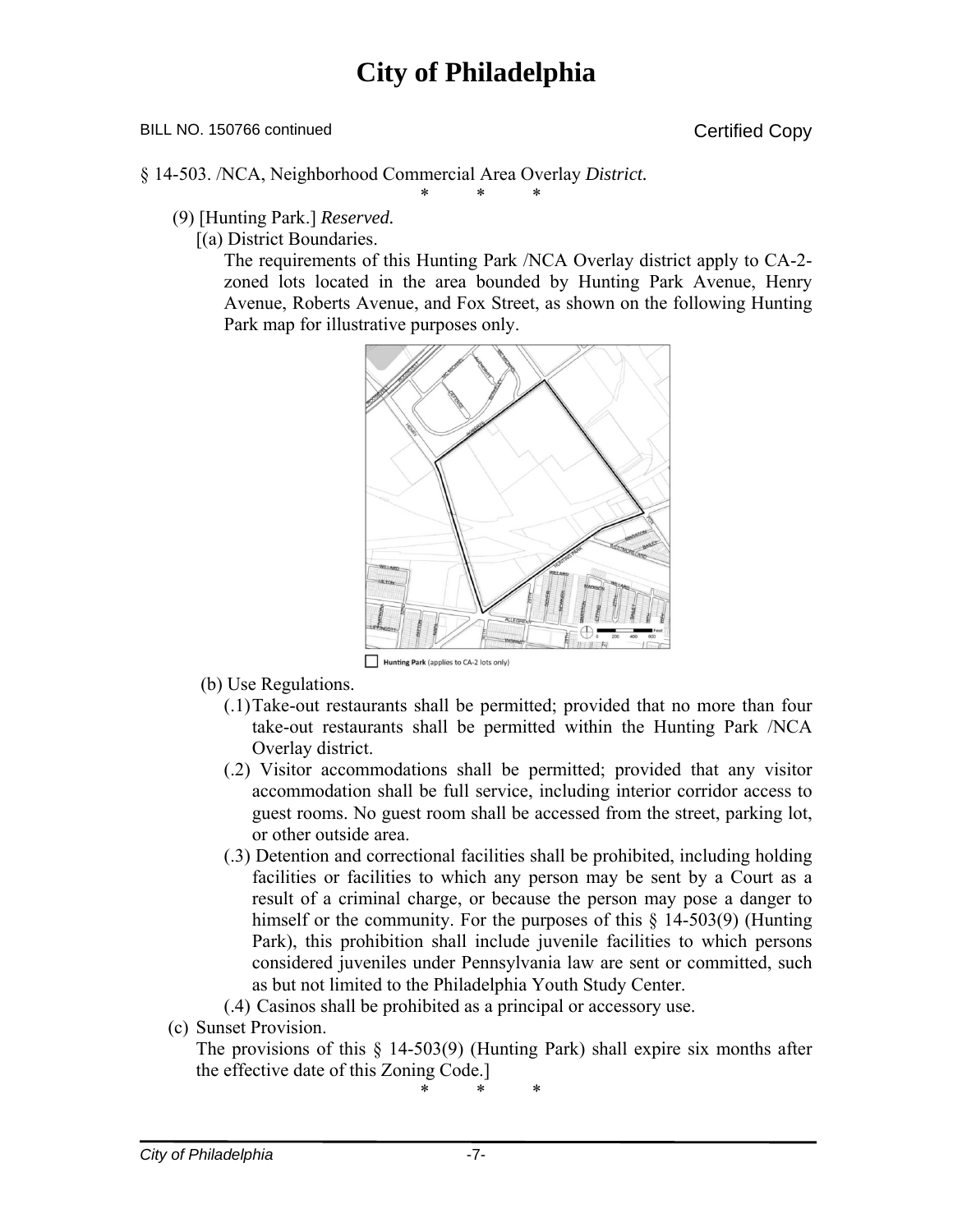BILL NO. 150766 continued

Certified Copy

§ 14-503. /NCA, Neighborhood Commercial Area Overlay *District.*

\*        \*        \*

(9) [Hunting Park.] *Reserved.*

[(a) District Boundaries.

The requirements of this Hunting Park /NCA Overlay district apply to CA-2-zoned lots located in the area bounded by Hunting Park Avenue, Henry Avenue, Roberts Avenue, and Fox Street, as shown on the following Hunting Park map for illustrative purposes only.

Hunting Park (applies to CA-2 lots only)

(b) Use Regulations.

(.1) Take-out restaurants shall be permitted; provided that no more than four take-out restaurants shall be permitted within the Hunting Park /NCA Overlay district.

(.2) Visitor accommodations shall be permitted; provided that any visitor accommodation shall be full service, including interior corridor access to guest rooms. No guest room shall be accessed from the street, parking lot, or other outside area.

(.3) Detention and correctional facilities shall be prohibited, including holding facilities or facilities to which any person may be sent by a Court as a result of a criminal charge, or because the person may pose a danger to himself or the community. For the purposes of this § 14-503(9) (Hunting Park), this prohibition shall include juvenile facilities to which persons considered juveniles under Pennsylvania law are sent or committed, such as but not limited to the Philadelphia Youth Study Center.

(.4) Casinos shall be prohibited as a principal or accessory use.

(c) Sunset Provision.

The provisions of this § 14-503(9) (Hunting Park) shall expire six months after the effective date of this Zoning Code.]

\*        \*        \*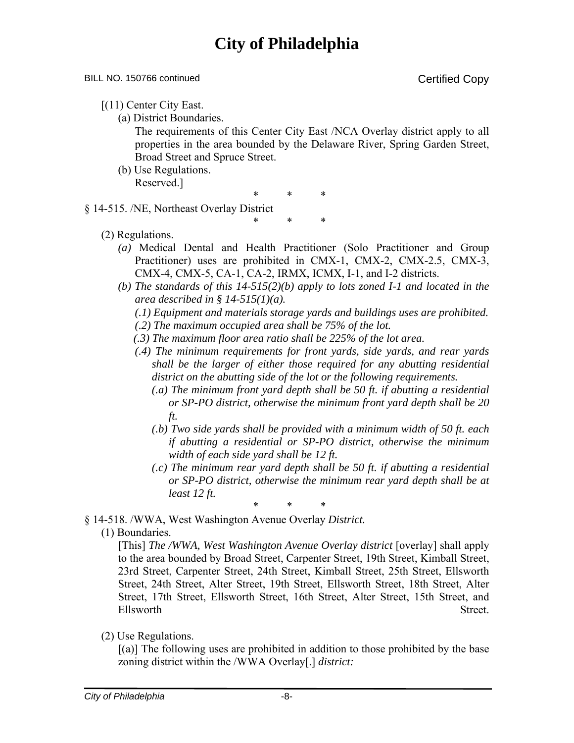BILL NO. 150766 continued Certified Copy

[(11) Center City East.

(a) District Boundaries.

The requirements of this Center City East /NCA Overlay district apply to all properties in the area bounded by the Delaware River, Spring Garden Street, Broad Street and Spruce Street.

(b) Use Regulations.

Reserved.]

\* \* \*

§ 14-515. /NE, Northeast Overlay District

\* \* \*

(2) Regulations.

*(a)* Medical Dental and Health Practitioner (Solo Practitioner and Group Practitioner) uses are prohibited in CMX-1, CMX-2, CMX-2.5, CMX-3, CMX-4, CMX-5, CA-1, CA-2, IRMX, ICMX, I-1, and I-2 districts.

*(b) The standards of this 14-515(2)(b) apply to lots zoned I-1 and located in the area described in § 14-515(1)(a).*

*(.1) Equipment and materials storage yards and buildings uses are prohibited.*

*(.2) The maximum occupied area shall be 75% of the lot.*

*(.3) The maximum floor area ratio shall be 225% of the lot area.*

*(.4) The minimum requirements for front yards, side yards, and rear yards shall be the larger of either those required for any abutting residential district on the abutting side of the lot or the following requirements.*

*(.a) The minimum front yard depth shall be 50 ft. if abutting a residential or SP-PO district, otherwise the minimum front yard depth shall be 20 ft.*

*(.b) Two side yards shall be provided with a minimum width of 50 ft. each if abutting a residential or SP-PO district, otherwise the minimum width of each side yard shall be 12 ft.*

*(.c) The minimum rear yard depth shall be 50 ft. if abutting a residential or SP-PO district, otherwise the minimum rear yard depth shall be at least 12 ft.*

\* \* \*

§ 14-518. /WWA, West Washington Avenue Overlay *District.*

(1) Boundaries.

[This] *The /WWA, West Washington Avenue Overlay district* [overlay] shall apply to the area bounded by Broad Street, Carpenter Street, 19th Street, Kimball Street, 23rd Street, Carpenter Street, 24th Street, Kimball Street, 25th Street, Ellsworth Street, 24th Street, Alter Street, 19th Street, Ellsworth Street, 18th Street, Alter Street, 17th Street, Ellsworth Street, 16th Street, Alter Street, 15th Street, and Ellsworth Street.

(2) Use Regulations.

[(a)] The following uses are prohibited in addition to those prohibited by the base zoning district within the /WWA Overlay[.] *district:*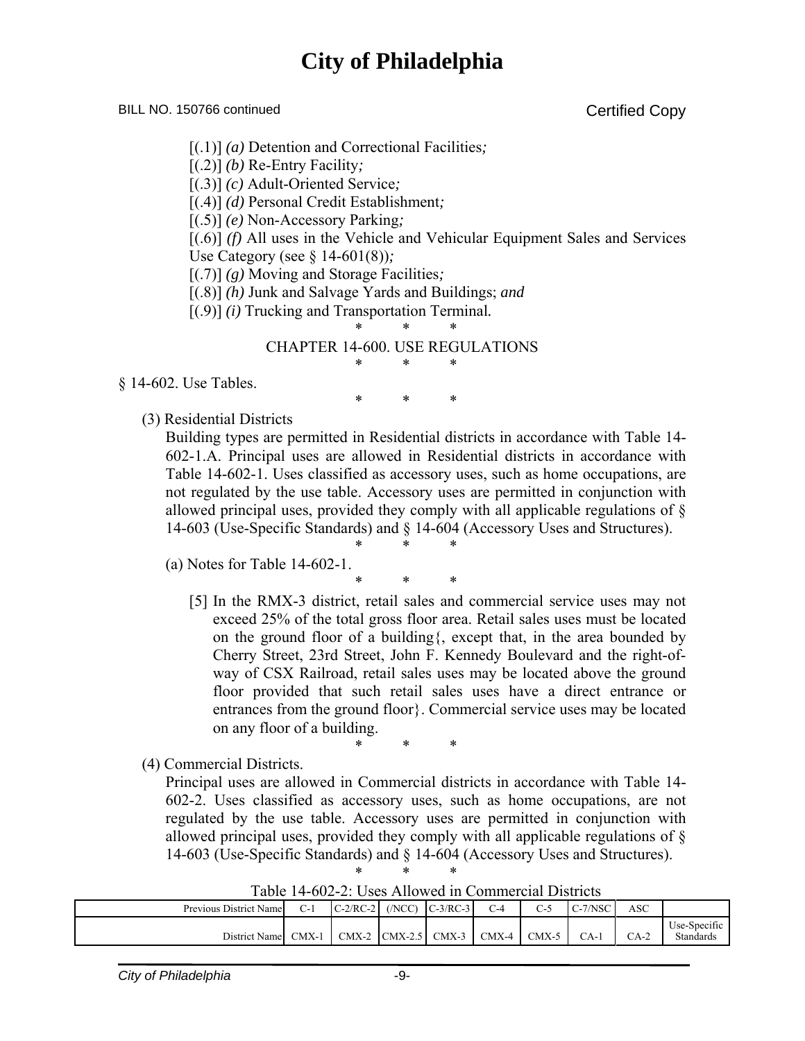[(.1)] *(a)* Detention and Correctional Facilities*;*

[(.2)] *(b)* Re-Entry Facility*;*

[(.3)] *(c)* Adult-Oriented Service*;*

[(.4)] *(d)* Personal Credit Establishment*;*

[(.5)] *(e)* Non-Accessory Parking*;*

[(.6)] *(f)* All uses in the Vehicle and Vehicular Equipment Sales and Services Use Category (see § 14-601(8))*;*

[(.7)] *(g)* Moving and Storage Facilities*;*

[(.8)] *(h)* Junk and Salvage Yards and Buildings; *and*

[(.9)] *(i)* Trucking and Transportation Terminal*.*

\* \* \*

CHAPTER 14-600. USE REGULATIONS

\* \* \*

§ 14-602. Use Tables.

\* \* \*

(3) Residential Districts

Building types are permitted in Residential districts in accordance with Table 14-602-1.A. Principal uses are allowed in Residential districts in accordance with Table 14-602-1. Uses classified as accessory uses, such as home occupations, are not regulated by the use table. Accessory uses are permitted in conjunction with allowed principal uses, provided they comply with all applicable regulations of § 14-603 (Use-Specific Standards) and § 14-604 (Accessory Uses and Structures).

\* \* \*

(a) Notes for Table 14-602-1.

\* \* \*

[5] In the RMX-3 district, retail sales and commercial service uses may not exceed 25% of the total gross floor area. Retail sales uses must be located on the ground floor of a building{, except that, in the area bounded by Cherry Street, 23rd Street, John F. Kennedy Boulevard and the right-of-way of CSX Railroad, retail sales uses may be located above the ground floor provided that such retail sales uses have a direct entrance or entrances from the ground floor}. Commercial service uses may be located on any floor of a building.

\* \* \*

(4) Commercial Districts.

Principal uses are allowed in Commercial districts in accordance with Table 14-602-2. Uses classified as accessory uses, such as home occupations, are not regulated by the use table. Accessory uses are permitted in conjunction with allowed principal uses, provided they comply with all applicable regulations of § 14-603 (Use-Specific Standards) and § 14-604 (Accessory Uses and Structures).

\* \* \*

Table 14-602-2: Uses Allowed in Commercial Districts

| Previous District Name | C-1 | C-2/RC-2 | (/NCC) | C-3/RC-3 | C-4 | C-5 | C-7/NSC | ASC | |
|---|---|---|---|---|---|---|---|---|---|
| District Name | CMX-1 | CMX-2 | CMX-2.5 | CMX-3 | CMX-4 | CMX-5 | CA-1 | CA-2 | Use-Specific Standards |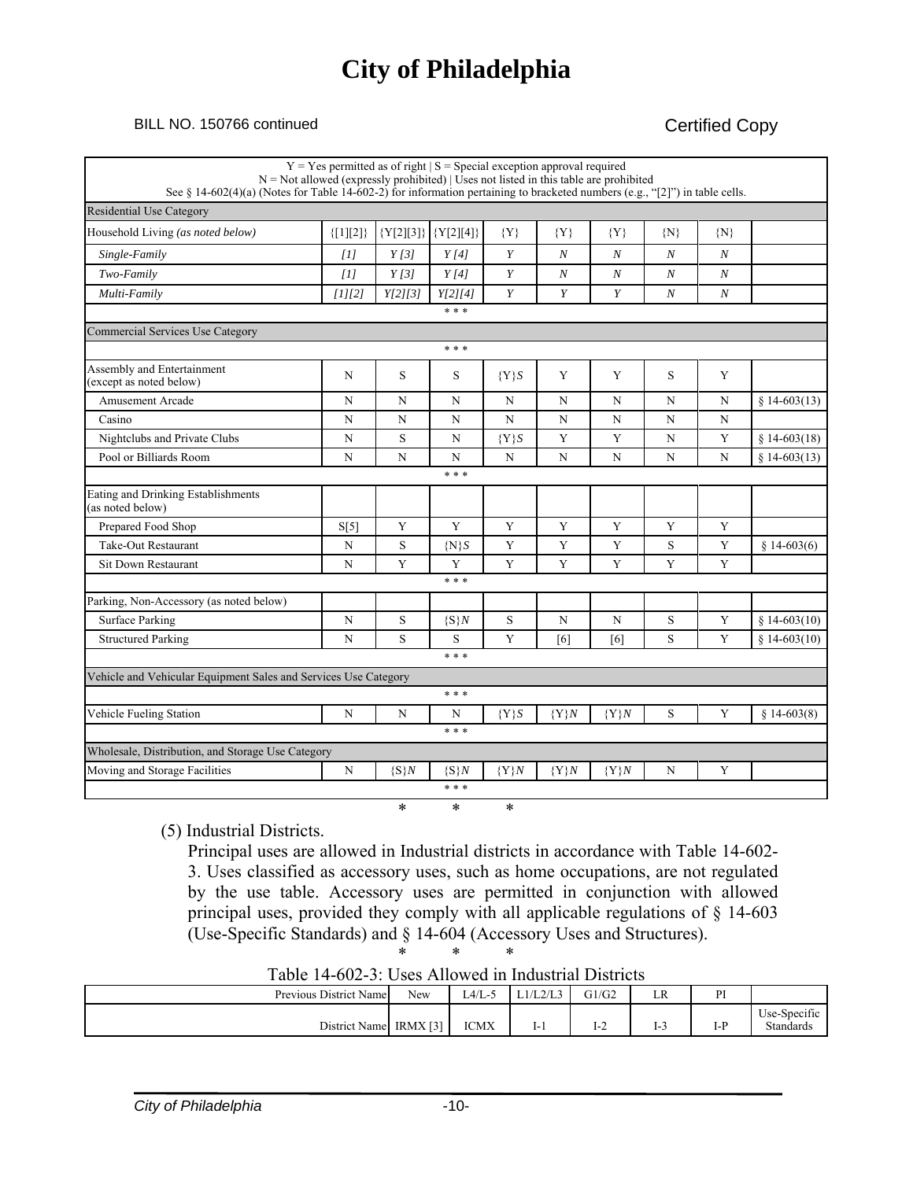BILL NO. 150766 continued

Certified Copy

| Y = Yes permitted as of right \| S = Special exception approval required<br>N = Not allowed (expressly prohibited) \| Uses not listed in this table are prohibited<br>See § 14-602(4)(a) (Notes for Table 14-602-2) for information pertaining to bracketed numbers (e.g., "[2]") in table cells. | | | | | | | | | |
|---|---|---|---|---|---|---|---|---|---|
| Residential Use Category | | | | | | | | | |
| Household Living *(as noted below)* | {[1][2]} | {Y[2][3]} | {Y[2][4]} | {Y} | {Y} | {Y} | {N} | {N} | |
| *Single-Family* | *[1]* | *Y [3]* | *Y [4]* | *Y* | *N* | *N* | *N* | *N* | |
| *Two-Family* | *[1]* | *Y [3]* | *Y [4]* | *Y* | *N* | *N* | *N* | *N* | |
| *Multi-Family* | *[1][2]* | *Y[2][3]* | *Y[2][4]* | *Y* | *Y* | *Y* | *N* | *N* | |
| * * * | | | | | | | | | |
| Commercial Services Use Category | | | | | | | | | |
| * * * | | | | | | | | | |
| Assembly and Entertainment (except as noted below) | N | S | S | {Y}*S* | Y | Y | S | Y | |
| Amusement Arcade | N | N | N | N | N | N | N | N | § 14-603(13) |
| Casino | N | N | N | N | N | N | N | N | |
| Nightclubs and Private Clubs | N | S | N | {Y}*S* | Y | Y | N | Y | § 14-603(18) |
| Pool or Billiards Room | N | N | N | N | N | N | N | N | § 14-603(13) |
| * * * | | | | | | | | | |
| Eating and Drinking Establishments (as noted below) | | | | | | | | | |
| Prepared Food Shop | S[5] | Y | Y | Y | Y | Y | Y | Y | |
| Take-Out Restaurant | N | S | {N}*S* | Y | Y | Y | S | Y | § 14-603(6) |
| Sit Down Restaurant | N | Y | Y | Y | Y | Y | Y | Y | |
| * * * | | | | | | | | | |
| Parking, Non-Accessory (as noted below) | | | | | | | | | |
| Surface Parking | N | S | {S}*N* | S | N | N | S | Y | § 14-603(10) |
| Structured Parking | N | S | S | Y | [6] | [6] | S | Y | § 14-603(10) |
| * * * | | | | | | | | | |
| Vehicle and Vehicular Equipment Sales and Services Use Category | | | | | | | | | |
| * * * | | | | | | | | | |
| Vehicle Fueling Station | N | N | N | {Y}*S* | {Y}*N* | {Y}*N* | S | Y | § 14-603(8) |
| * * * | | | | | | | | | |
| Wholesale, Distribution, and Storage Use Category | | | | | | | | | |
| Moving and Storage Facilities | N | {S}*N* | {S}*N* | {Y}*N* | {Y}*N* | {Y}*N* | N | Y | |
| * * * | | | | | | | | | |

\* \* \*

(5) Industrial Districts.

Principal uses are allowed in Industrial districts in accordance with Table 14-602-3. Uses classified as accessory uses, such as home occupations, are not regulated by the use table. Accessory uses are permitted in conjunction with allowed principal uses, provided they comply with all applicable regulations of § 14-603 (Use-Specific Standards) and § 14-604 (Accessory Uses and Structures).

\* \* \*

Table 14-602-3: Uses Allowed in Industrial Districts

| Previous District Name | New | L4/L-5 | L1/L2/L3 | G1/G2 | LR | PI | |
|---|---|---|---|---|---|---|---|
| District Name | IRMX [3] | ICMX | I-1 | I-2 | I-3 | I-P | Use-Specific Standards |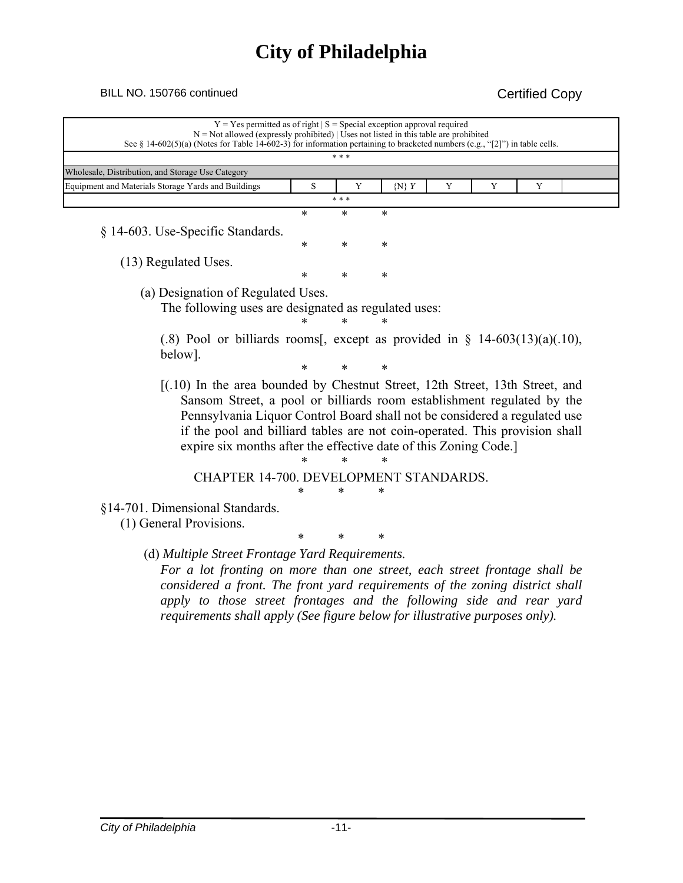# City of Philadelphia

BILL NO. 150766 continued

Certified Copy

| Y = Yes permitted as of right \| S = Special exception approval required<br>N = Not allowed (expressly prohibited) \| Uses not listed in this table are prohibited<br>See § 14-602(5)(a) (Notes for Table 14-602-3) for information pertaining to bracketed numbers (e.g., "[2]") in table cells. | | | | | | | |
|---|---|---|---|---|---|---|---|
| * * * | | | | | | | |
| Wholesale, Distribution, and Storage Use Category | | | | | | | |
| Equipment and Materials Storage Yards and Buildings | S | Y | {N} *Y* | Y | Y | Y | |
| * * * | | | | | | | |

\* \* \*

§ 14-603. Use-Specific Standards.

\* \* \*

(13) Regulated Uses.

\* \* \*

(a) Designation of Regulated Uses.

The following uses are designated as regulated uses:

\* \* \*

(.8) Pool or billiards rooms[, except as provided in § 14-603(13)(a)(.10), below].

\* \* \*

[(.10) In the area bounded by Chestnut Street, 12th Street, 13th Street, and Sansom Street, a pool or billiards room establishment regulated by the Pennsylvania Liquor Control Board shall not be considered a regulated use if the pool and billiard tables are not coin-operated. This provision shall expire six months after the effective date of this Zoning Code.]

\* \* \*

CHAPTER 14-700. DEVELOPMENT STANDARDS.

\* \* \*

§14-701. Dimensional Standards.

(1) General Provisions.

\* \* \*

(d) *Multiple Street Frontage Yard Requirements.*

*For a lot fronting on more than one street, each street frontage shall be considered a front. The front yard requirements of the zoning district shall apply to those street frontages and the following side and rear yard requirements shall apply (See figure below for illustrative purposes only).*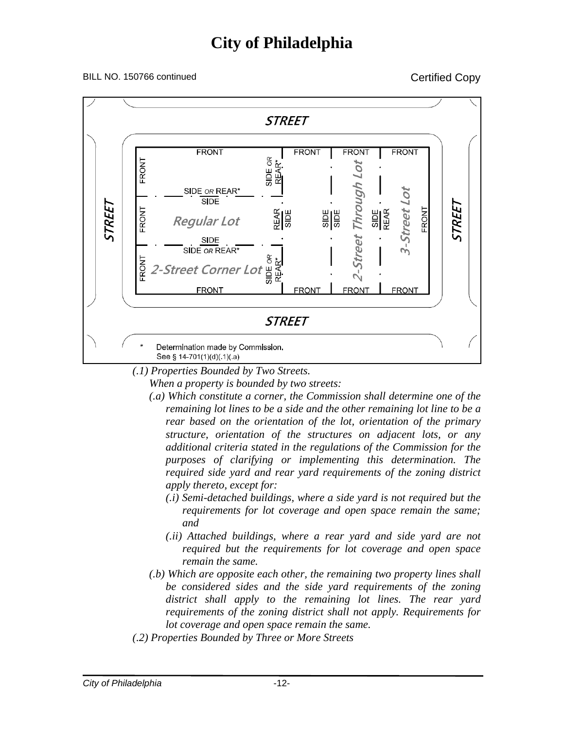City of Philadelphia

BILL NO. 150766 continued

Certified Copy

STREET

FRONT | FRONT | FRONT | FRONT

SIDE *OR* REAR*

SIDE *OR* REAR*

SIDE

Regular Lot

REAR | SIDE

SIDE | SIDE

2-Street Through Lot

SIDE | REAR

3-Street Lot

SIDE

SIDE *OR* REAR*

2-Street Corner Lot

SIDE *OR* REAR*

FRONT | FRONT | FRONT | FRONT

STREET

\* Determination made by Commission. See § 14-701(1)(d)(.1)(.a)

*(.1) Properties Bounded by Two Streets.*

*When a property is bounded by two streets:*

*(.a) Which constitute a corner, the Commission shall determine one of the remaining lot lines to be a side and the other remaining lot line to be a rear based on the orientation of the lot, orientation of the primary structure, orientation of the structures on adjacent lots, or any additional criteria stated in the regulations of the Commission for the purposes of clarifying or implementing this determination. The required side yard and rear yard requirements of the zoning district apply thereto, except for:*

*(.i) Semi-detached buildings, where a side yard is not required but the requirements for lot coverage and open space remain the same; and*

*(.ii) Attached buildings, where a rear yard and side yard are not required but the requirements for lot coverage and open space remain the same.*

*(.b) Which are opposite each other, the remaining two property lines shall be considered sides and the side yard requirements of the zoning district shall apply to the remaining lot lines. The rear yard requirements of the zoning district shall not apply. Requirements for lot coverage and open space remain the same.*

*(.2) Properties Bounded by Three or More Streets*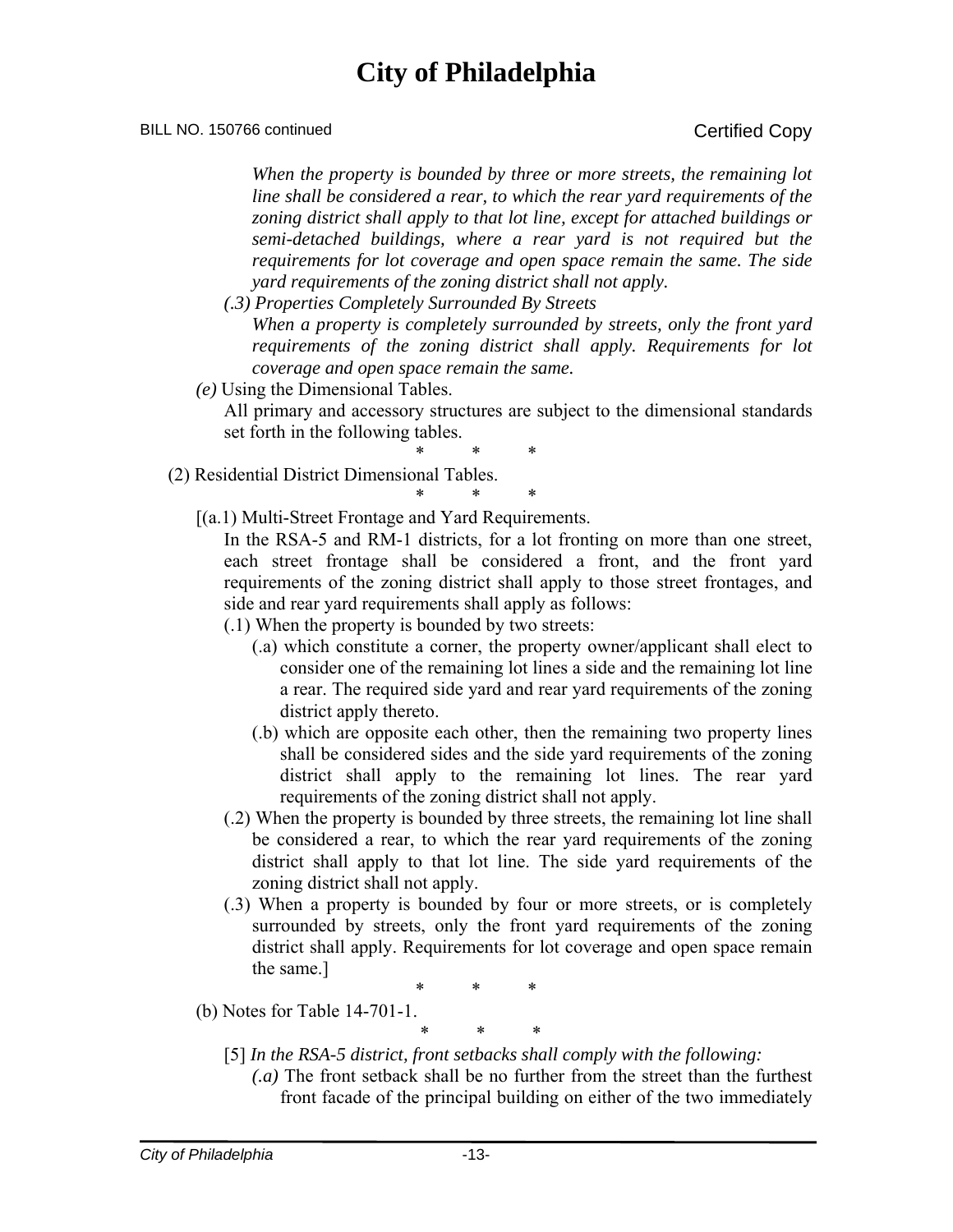*When the property is bounded by three or more streets, the remaining lot line shall be considered a rear, to which the rear yard requirements of the zoning district shall apply to that lot line, except for attached buildings or semi-detached buildings, where a rear yard is not required but the requirements for lot coverage and open space remain the same. The side yard requirements of the zoning district shall not apply.*

*(.3) Properties Completely Surrounded By Streets*

*When a property is completely surrounded by streets, only the front yard requirements of the zoning district shall apply. Requirements for lot coverage and open space remain the same.*

*(e)* Using the Dimensional Tables.

All primary and accessory structures are subject to the dimensional standards set forth in the following tables.

\* \* \*

(2) Residential District Dimensional Tables.

\* \* \*

[(a.1) Multi-Street Frontage and Yard Requirements.

In the RSA-5 and RM-1 districts, for a lot fronting on more than one street, each street frontage shall be considered a front, and the front yard requirements of the zoning district shall apply to those street frontages, and side and rear yard requirements shall apply as follows:

(.1) When the property is bounded by two streets:

(.a) which constitute a corner, the property owner/applicant shall elect to consider one of the remaining lot lines a side and the remaining lot line a rear. The required side yard and rear yard requirements of the zoning district apply thereto.

(.b) which are opposite each other, then the remaining two property lines shall be considered sides and the side yard requirements of the zoning district shall apply to the remaining lot lines. The rear yard requirements of the zoning district shall not apply.

(.2) When the property is bounded by three streets, the remaining lot line shall be considered a rear, to which the rear yard requirements of the zoning district shall apply to that lot line. The side yard requirements of the zoning district shall not apply.

(.3) When a property is bounded by four or more streets, or is completely surrounded by streets, only the front yard requirements of the zoning district shall apply. Requirements for lot coverage and open space remain the same.]

\* \* \*

(b) Notes for Table 14-701-1.

\* \* \*

[5] *In the RSA-5 district, front setbacks shall comply with the following:*

*(.a)* The front setback shall be no further from the street than the furthest front facade of the principal building on either of the two immediately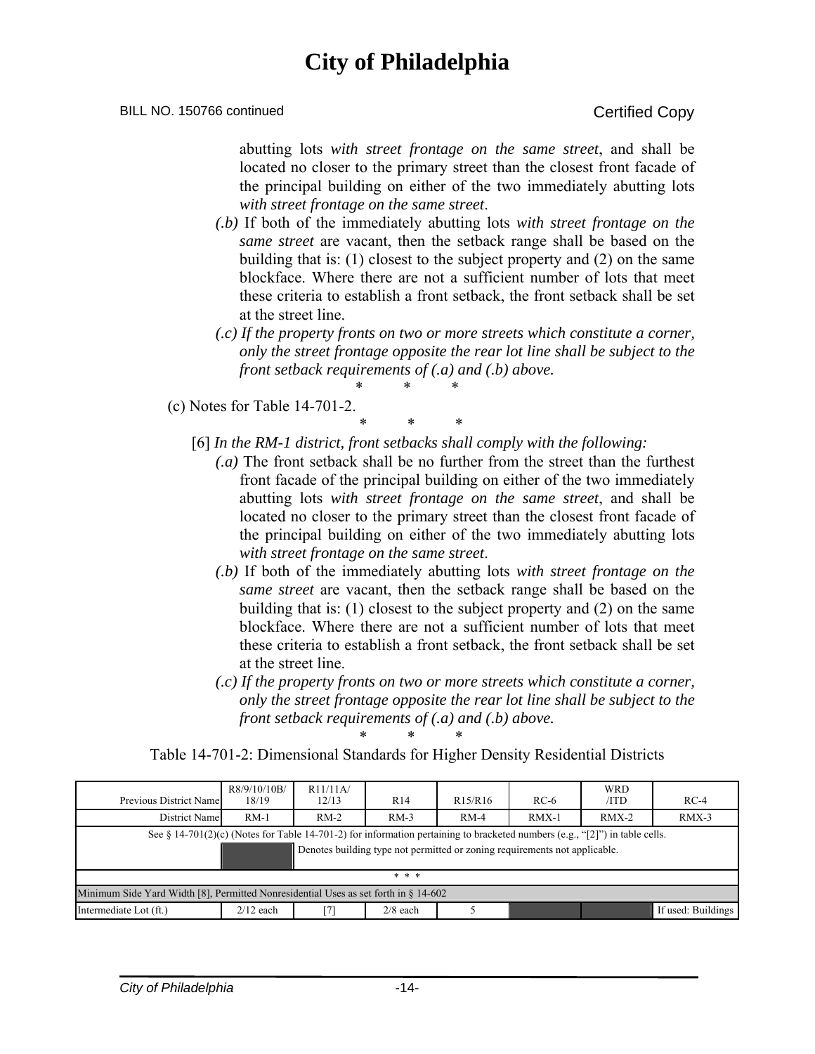abutting lots *with street frontage on the same street*, and shall be located no closer to the primary street than the closest front facade of the principal building on either of the two immediately abutting lots *with street frontage on the same street*.

*(.b)* If both of the immediately abutting lots *with street frontage on the same street* are vacant, then the setback range shall be based on the building that is: (1) closest to the subject property and (2) on the same blockface. Where there are not a sufficient number of lots that meet these criteria to establish a front setback, the front setback shall be set at the street line.

*(.c) If the property fronts on two or more streets which constitute a corner, only the street frontage opposite the rear lot line shall be subject to the front setback requirements of (.a) and (.b) above.*

\* \* \*

(c) Notes for Table 14-701-2.

\* \* \*

[6] *In the RM-1 district, front setbacks shall comply with the following:*

*(.a)* The front setback shall be no further from the street than the furthest front facade of the principal building on either of the two immediately abutting lots *with street frontage on the same street*, and shall be located no closer to the primary street than the closest front facade of the principal building on either of the two immediately abutting lots *with street frontage on the same street*.

*(.b)* If both of the immediately abutting lots *with street frontage on the same street* are vacant, then the setback range shall be based on the building that is: (1) closest to the subject property and (2) on the same blockface. Where there are not a sufficient number of lots that meet these criteria to establish a front setback, the front setback shall be set at the street line.

*(.c) If the property fronts on two or more streets which constitute a corner, only the street frontage opposite the rear lot line shall be subject to the front setback requirements of (.a) and (.b) above.*

\* \* \*

Table 14-701-2: Dimensional Standards for Higher Density Residential Districts

| Previous District Name | R8/9/10/10B/18/19 | R11/11A/12/13 | R14 | R15/R16 | RC-6 | WRD/ITD | RC-4 |
|---|---|---|---|---|---|---|---|
| District Name | RM-1 | RM-2 | RM-3 | RM-4 | RMX-1 | RMX-2 | RMX-3 |
| See § 14-701(2)(c) (Notes for Table 14-701-2) for information pertaining to bracketed numbers (e.g., "[2]") in table cells. | | | | | | | |
| [shaded] Denotes building type not permitted or zoning requirements not applicable. | | | | | | | |
| \* \* \* | | | | | | | |
| Minimum Side Yard Width [8], Permitted Nonresidential Uses as set forth in § 14-602 | | | | | | | |
| Intermediate Lot (ft.) | 2/12 each | [7] | 2/8 each | 5 | | | If used: Buildings |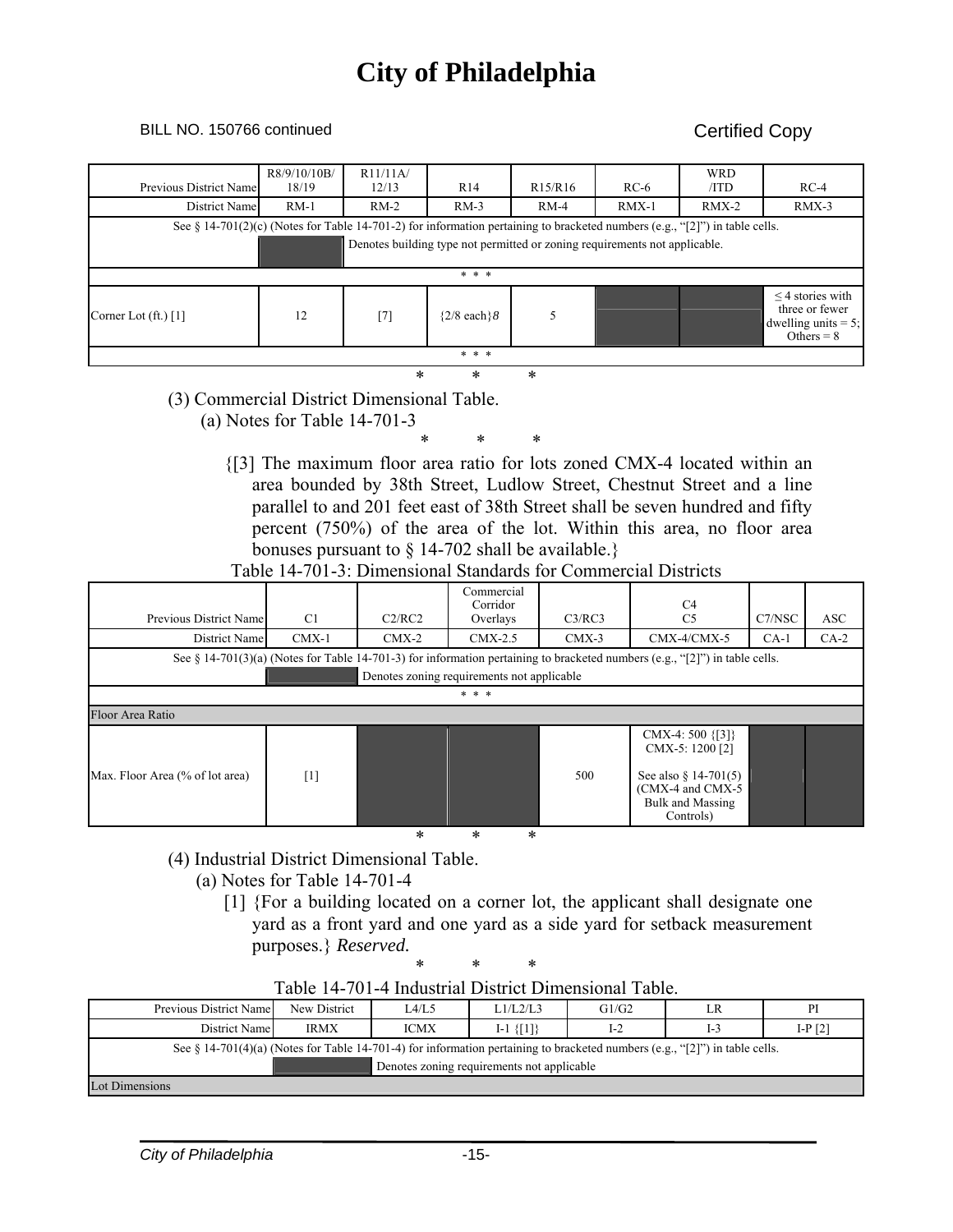BILL NO. 150766 continued

Certified Copy

| Previous District Name | R8/9/10/10B/18/19 | R11/11A/12/13 | R14 | R15/R16 | RC-6 | WRD/ITD | RC-4 |
|---|---|---|---|---|---|---|---|
| District Name | RM-1 | RM-2 | RM-3 | RM-4 | RMX-1 | RMX-2 | RMX-3 |
| See § 14-701(2)(c) (Notes for Table 14-701-2) for information pertaining to bracketed numbers (e.g., "[2]") in table cells. | | | | | | | |
| [shaded] Denotes building type not permitted or zoning requirements not applicable. | | | | | | | |
| * * * | | | | | | | |
| Corner Lot (ft.) [1] | 12 | [7] | {2/8 each} *8* | 5 | | | ≤ 4 stories with three or fewer dwelling units = 5; Others = 8 |
| * * * | | | | | | | |

\* \* \*

(3) Commercial District Dimensional Table.

(a) Notes for Table 14-701-3

\* \* \*

{[3] The maximum floor area ratio for lots zoned CMX-4 located within an area bounded by 38th Street, Ludlow Street, Chestnut Street and a line parallel to and 201 feet east of 38th Street shall be seven hundred and fifty percent (750%) of the area of the lot. Within this area, no floor area bonuses pursuant to § 14-702 shall be available.}

Table 14-701-3: Dimensional Standards for Commercial Districts

| Previous District Name | C1 | C2/RC2 | Commercial Corridor Overlays | C3/RC3 | C4 C5 | C7/NSC | ASC |
|---|---|---|---|---|---|---|---|
| District Name | CMX-1 | CMX-2 | CMX-2.5 | CMX-3 | CMX-4/CMX-5 | CA-1 | CA-2 |
| See § 14-701(3)(a) (Notes for Table 14-701-3) for information pertaining to bracketed numbers (e.g., "[2]") in table cells. | | | | | | | |
| [shaded] Denotes zoning requirements not applicable | | | | | | | |
| * * * | | | | | | | |
| Floor Area Ratio | | | | | | | |
| Max. Floor Area (% of lot area) | [1] | | | 500 | CMX-4: 500 {[3]} CMX-5: 1200 [2] See also § 14-701(5) (CMX-4 and CMX-5 Bulk and Massing Controls) | | |

\* \* \*

(4) Industrial District Dimensional Table.

(a) Notes for Table 14-701-4

[1] {For a building located on a corner lot, the applicant shall designate one yard as a front yard and one yard as a side yard for setback measurement purposes.} *Reserved.*

\* \* \*

Table 14-701-4 Industrial District Dimensional Table.

| Previous District Name | New District | L4/L5 | L1/L2/L3 | G1/G2 | LR | PI |
|---|---|---|---|---|---|---|
| District Name | IRMX | ICMX | I-1 {[1]} | I-2 | I-3 | I-P [2] |
| See § 14-701(4)(a) (Notes for Table 14-701-4) for information pertaining to bracketed numbers (e.g., "[2]") in table cells. | | | | | | |
| [shaded] Denotes zoning requirements not applicable | | | | | | |
| Lot Dimensions | | | | | | |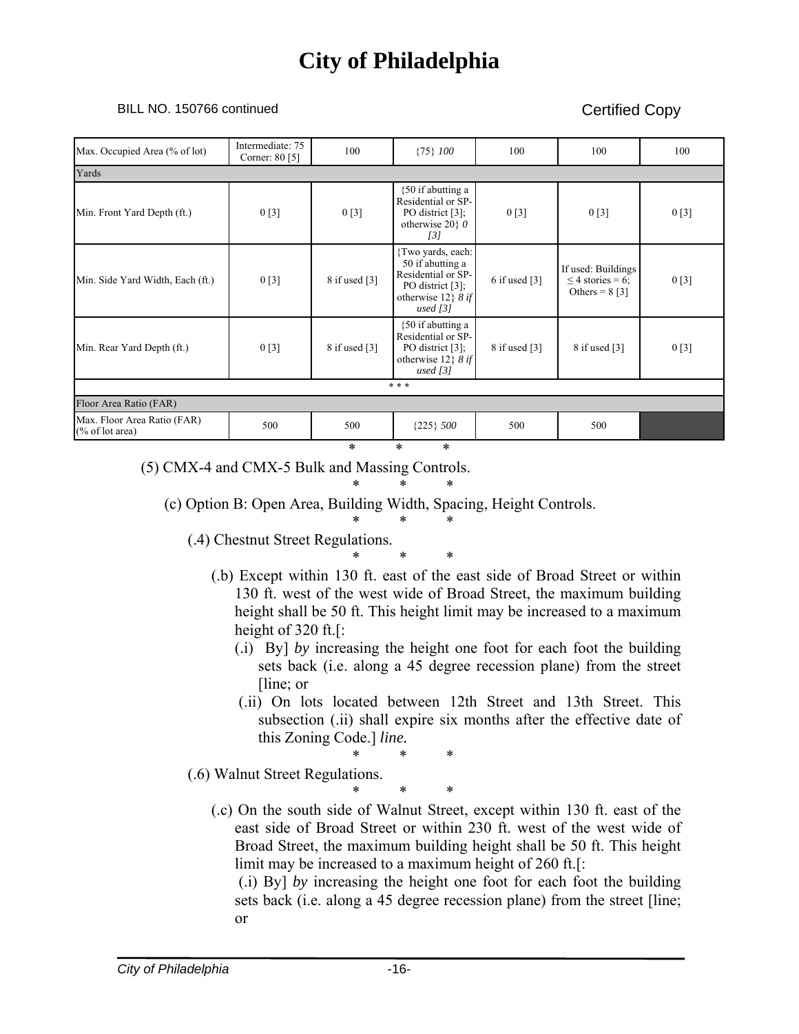# City of Philadelphia

BILL NO. 150766 continued

Certified Copy

| Max. Occupied Area (% of lot) | Intermediate: 75 Corner: 80 [5] | 100 | {75} *100* | 100 | 100 | 100 |
|---|---|---|---|---|---|---|
| Yards | | | | | | |
| Min. Front Yard Depth (ft.) | 0 [3] | 0 [3] | {50 if abutting a Residential or SP-PO district [3]; otherwise 20} *0 [3]* | 0 [3] | 0 [3] | 0 [3] |
| Min. Side Yard Width, Each (ft.) | 0 [3] | 8 if used [3] | {Two yards, each: 50 if abutting a Residential or SP-PO district [3]; otherwise 12} *8 if used [3]* | 6 if used [3] | If used: Buildings ≤ 4 stories = 6; Others = 8 [3] | 0 [3] |
| Min. Rear Yard Depth (ft.) | 0 [3] | 8 if used [3] | {50 if abutting a Residential or SP-PO district [3]; otherwise 12} *8 if used [3]* | 8 if used [3] | 8 if used [3] | 0 [3] |
| * * * | | | | | | |
| Floor Area Ratio (FAR) | | | | | | |
| Max. Floor Area Ratio (FAR) (% of lot area) | 500 | 500 | {225} *500* | 500 | 500 | |

\* \* \*

(5) CMX-4 and CMX-5 Bulk and Massing Controls.

\* \* \*

(c) Option B: Open Area, Building Width, Spacing, Height Controls.

\* \* \*

(.4) Chestnut Street Regulations.

\* \* \*

(.b) Except within 130 ft. east of the east side of Broad Street or within 130 ft. west of the west wide of Broad Street, the maximum building height shall be 50 ft. This height limit may be increased to a maximum height of 320 ft.[:

(.i) By] *by* increasing the height one foot for each foot the building sets back (i.e. along a 45 degree recession plane) from the street [line; or

(.ii) On lots located between 12th Street and 13th Street. This subsection (.ii) shall expire six months after the effective date of this Zoning Code.] *line.*

\* \* \*

(.6) Walnut Street Regulations.

\* \* \*

(.c) On the south side of Walnut Street, except within 130 ft. east of the east side of Broad Street or within 230 ft. west of the west wide of Broad Street, the maximum building height shall be 50 ft. This height limit may be increased to a maximum height of 260 ft.[:

(.i) By] *by* increasing the height one foot for each foot the building sets back (i.e. along a 45 degree recession plane) from the street [line; or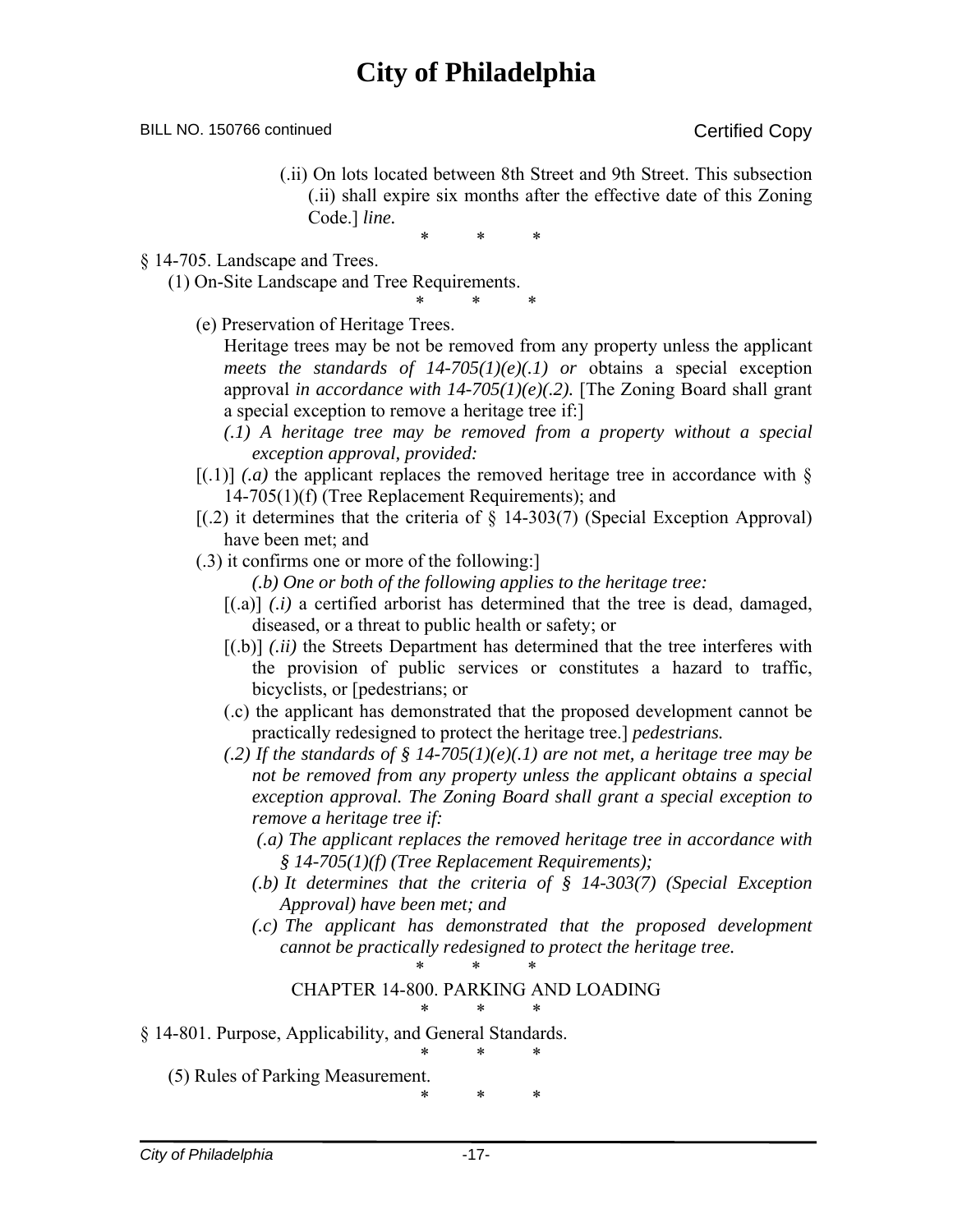(.ii) On lots located between 8th Street and 9th Street. This subsection (.ii) shall expire six months after the effective date of this Zoning Code.] *line.*

\* \* \*

§ 14-705. Landscape and Trees.

(1) On-Site Landscape and Tree Requirements.

\* \* \*

(e) Preservation of Heritage Trees.

Heritage trees may be not be removed from any property unless the applicant *meets the standards of 14-705(1)(e)(.1) or* obtains a special exception approval *in accordance with 14-705(1)(e)(.2).* [The Zoning Board shall grant a special exception to remove a heritage tree if:]

*(.1) A heritage tree may be removed from a property without a special exception approval, provided:*

[(.1)] *(.a)* the applicant replaces the removed heritage tree in accordance with § 14-705(1)(f) (Tree Replacement Requirements); and

[(.2) it determines that the criteria of § 14-303(7) (Special Exception Approval) have been met; and

(.3) it confirms one or more of the following:]

*(.b) One or both of the following applies to the heritage tree:*

[(.a)] *(.i)* a certified arborist has determined that the tree is dead, damaged, diseased, or a threat to public health or safety; or

[(.b)] *(.ii)* the Streets Department has determined that the tree interferes with the provision of public services or constitutes a hazard to traffic, bicyclists, or [pedestrians; or

(.c) the applicant has demonstrated that the proposed development cannot be practically redesigned to protect the heritage tree.] *pedestrians.*

*(.2) If the standards of § 14-705(1)(e)(.1) are not met, a heritage tree may be not be removed from any property unless the applicant obtains a special exception approval. The Zoning Board shall grant a special exception to remove a heritage tree if:*

*(.a) The applicant replaces the removed heritage tree in accordance with § 14-705(1)(f) (Tree Replacement Requirements);*

*(.b) It determines that the criteria of § 14-303(7) (Special Exception Approval) have been met; and*

*(.c) The applicant has demonstrated that the proposed development cannot be practically redesigned to protect the heritage tree.*

\* \* \*

CHAPTER 14-800. PARKING AND LOADING

\* \* \*

§ 14-801. Purpose, Applicability, and General Standards.

\* \* \*

(5) Rules of Parking Measurement.

\* \* \*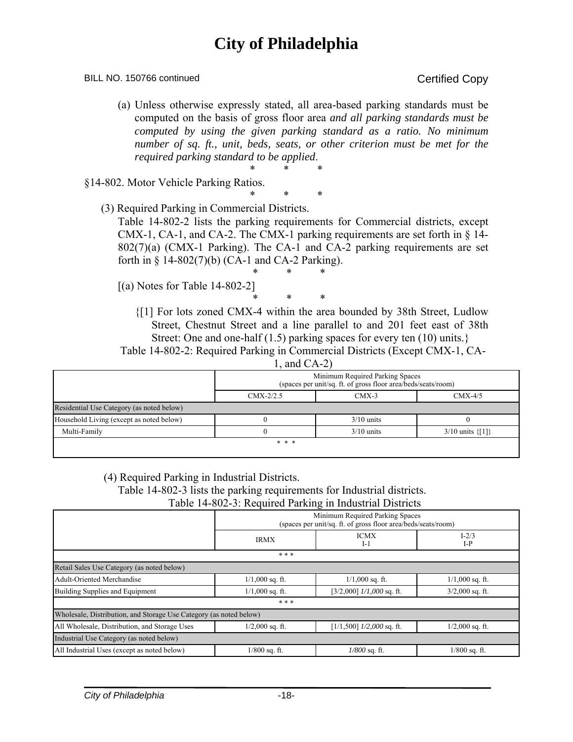(a) Unless otherwise expressly stated, all area-based parking standards must be computed on the basis of gross floor area *and all parking standards must be computed by using the given parking standard as a ratio. No minimum number of sq. ft., unit, beds, seats, or other criterion must be met for the required parking standard to be applied*.

\* \* \*

§14-802. Motor Vehicle Parking Ratios.

\* \* \*

(3) Required Parking in Commercial Districts.

Table 14-802-2 lists the parking requirements for Commercial districts, except CMX-1, CA-1, and CA-2. The CMX-1 parking requirements are set forth in § 14-802(7)(a) (CMX-1 Parking). The CA-1 and CA-2 parking requirements are set forth in § 14-802(7)(b) (CA-1 and CA-2 Parking).

\* \* \*

[(a) Notes for Table 14-802-2]

\* \* \*

{[1] For lots zoned CMX-4 within the area bounded by 38th Street, Ludlow Street, Chestnut Street and a line parallel to and 201 feet east of 38th Street: One and one-half (1.5) parking spaces for every ten (10) units.}

Table 14-802-2: Required Parking in Commercial Districts (Except CMX-1, CA-1, and CA-2)

| | Minimum Required Parking Spaces (spaces per unit/sq. ft. of gross floor area/beds/seats/room) | | |
|---|---|---|---|
| | CMX-2/2.5 | CMX-3 | CMX-4/5 |
| Residential Use Category (as noted below) | | | |
| Household Living (except as noted below) | 0 | 3/10 units | 0 |
| Multi-Family | 0 | 3/10 units | 3/10 units {[1]} |
| * * * | | | |

(4) Required Parking in Industrial Districts.

Table 14-802-3 lists the parking requirements for Industrial districts.

Table 14-802-3: Required Parking in Industrial Districts

| | Minimum Required Parking Spaces (spaces per unit/sq. ft. of gross floor area/beds/seats/room) | | |
|---|---|---|---|
| | IRMX | ICMX I-1 | I-2/3 I-P |
| * * * | | | |
| Retail Sales Use Category (as noted below) | | | |
| Adult-Oriented Merchandise | 1/1,000 sq. ft. | 1/1,000 sq. ft. | 1/1,000 sq. ft. |
| Building Supplies and Equipment | 1/1,000 sq. ft. | [3/2,000] *1/1,000* sq. ft. | 3/2,000 sq. ft. |
| * * * | | | |
| Wholesale, Distribution, and Storage Use Category (as noted below) | | | |
| All Wholesale, Distribution, and Storage Uses | 1/2,000 sq. ft. | [1/1,500] *1/2,000* sq. ft. | 1/2,000 sq. ft. |
| Industrial Use Category (as noted below) | | | |
| All Industrial Uses (except as noted below) | 1/800 sq. ft. | *1/800* sq. ft. | 1/800 sq. ft. |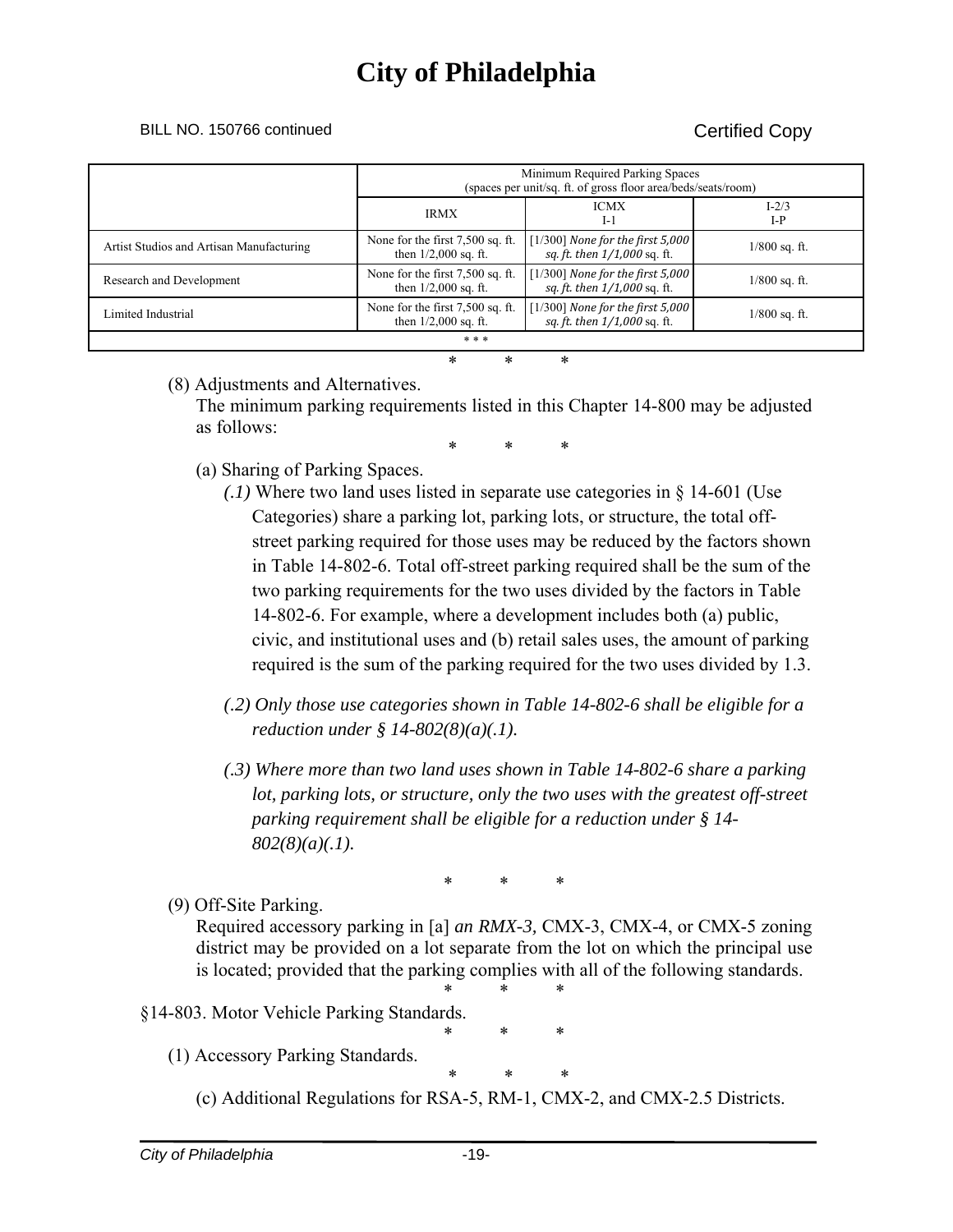# City of Philadelphia

BILL NO. 150766 continued

Certified Copy

| | Minimum Required Parking Spaces (spaces per unit/sq. ft. of gross floor area/beds/seats/room) | | |
|---|---|---|---|
| | IRMX | ICMX I-1 | I-2/3 I-P |
| Artist Studios and Artisan Manufacturing | None for the first 7,500 sq. ft. then 1/2,000 sq. ft. | [1/300] *None for the first 5,000 sq. ft. then 1/1,000* sq. ft. | 1/800 sq. ft. |
| Research and Development | None for the first 7,500 sq. ft. then 1/2,000 sq. ft. | [1/300] *None for the first 5,000 sq. ft. then 1/1,000* sq. ft. | 1/800 sq. ft. |
| Limited Industrial | None for the first 7,500 sq. ft. then 1/2,000 sq. ft. | [1/300] *None for the first 5,000 sq. ft. then 1/1,000* sq. ft. | 1/800 sq. ft. |
| * * * | | | |

\* \* \*

(8) Adjustments and Alternatives.

The minimum parking requirements listed in this Chapter 14-800 may be adjusted as follows:

\* \* \*

(a) Sharing of Parking Spaces.

*(.1)* Where two land uses listed in separate use categories in § 14-601 (Use Categories) share a parking lot, parking lots, or structure, the total off-street parking required for those uses may be reduced by the factors shown in Table 14-802-6. Total off-street parking required shall be the sum of the two parking requirements for the two uses divided by the factors in Table 14-802-6. For example, where a development includes both (a) public, civic, and institutional uses and (b) retail sales uses, the amount of parking required is the sum of the parking required for the two uses divided by 1.3.

*(.2) Only those use categories shown in Table 14-802-6 shall be eligible for a reduction under § 14-802(8)(a)(.1).*

*(.3) Where more than two land uses shown in Table 14-802-6 share a parking lot, parking lots, or structure, only the two uses with the greatest off-street parking requirement shall be eligible for a reduction under § 14-802(8)(a)(.1).*

\* \* \*

(9) Off-Site Parking.

Required accessory parking in [a] *an RMX-3,* CMX-3, CMX-4, or CMX-5 zoning district may be provided on a lot separate from the lot on which the principal use is located; provided that the parking complies with all of the following standards.

\* \* \*

§14-803. Motor Vehicle Parking Standards.

\* \* \*

(1) Accessory Parking Standards.

\* \* \*

(c) Additional Regulations for RSA-5, RM-1, CMX-2, and CMX-2.5 Districts.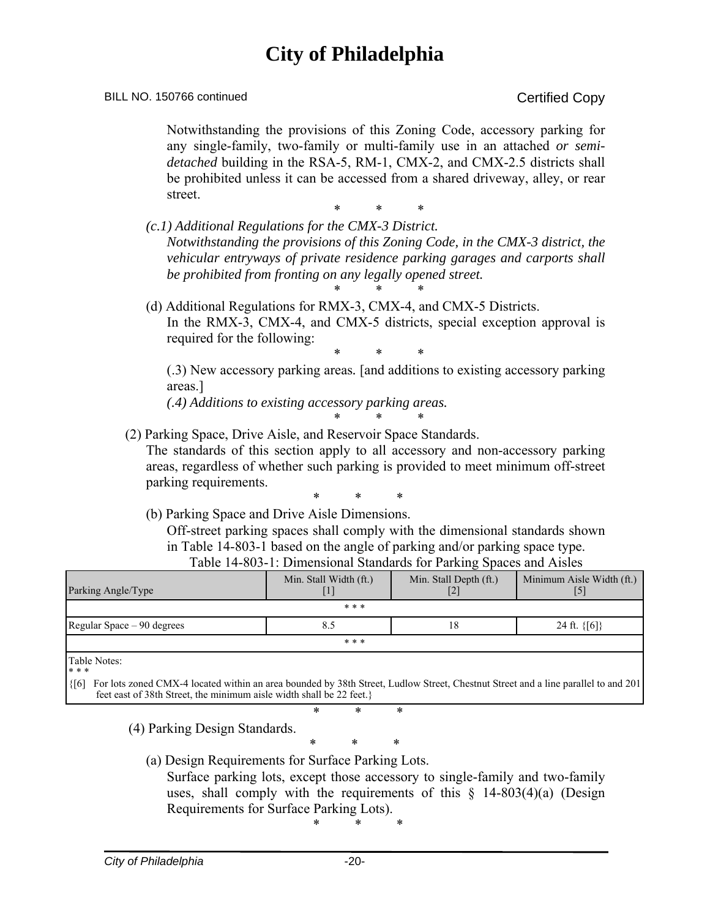Notwithstanding the provisions of this Zoning Code, accessory parking for any single-family, two-family or multi-family use in an attached *or semi-detached* building in the RSA-5, RM-1, CMX-2, and CMX-2.5 districts shall be prohibited unless it can be accessed from a shared driveway, alley, or rear street.

\* \* \*

*(c.1) Additional Regulations for the CMX-3 District.*

*Notwithstanding the provisions of this Zoning Code, in the CMX-3 district, the vehicular entryways of private residence parking garages and carports shall be prohibited from fronting on any legally opened street.*

\* \* \*

(d) Additional Regulations for RMX-3, CMX-4, and CMX-5 Districts.

In the RMX-3, CMX-4, and CMX-5 districts, special exception approval is required for the following:

\* \* \*

(.3) New accessory parking areas. [and additions to existing accessory parking areas.]

*(.4) Additions to existing accessory parking areas.*

\* \* \*

(2) Parking Space, Drive Aisle, and Reservoir Space Standards.

The standards of this section apply to all accessory and non-accessory parking areas, regardless of whether such parking is provided to meet minimum off-street parking requirements.

\* \* \*

(b) Parking Space and Drive Aisle Dimensions.

Off-street parking spaces shall comply with the dimensional standards shown in Table 14-803-1 based on the angle of parking and/or parking space type.

Table 14-803-1: Dimensional Standards for Parking Spaces and Aisles

| Parking Angle/Type | Min. Stall Width (ft.) [1] | Min. Stall Depth (ft.) [2] | Minimum Aisle Width (ft.) [5] |
|---|---|---|---|
| * * * | | | |
| Regular Space – 90 degrees | 8.5 | 18 | 24 ft. {[6]} |
| * * * | | | |
| Table Notes:<br>* * *<br>{[6] For lots zoned CMX-4 located within an area bounded by 38th Street, Ludlow Street, Chestnut Street and a line parallel to and 201 feet east of 38th Street, the minimum aisle width shall be 22 feet.} | | | |

\* \* \*

(4) Parking Design Standards.

\* \* \*

(a) Design Requirements for Surface Parking Lots.

Surface parking lots, except those accessory to single-family and two-family uses, shall comply with the requirements of this § 14-803(4)(a) (Design Requirements for Surface Parking Lots).

\* \* \*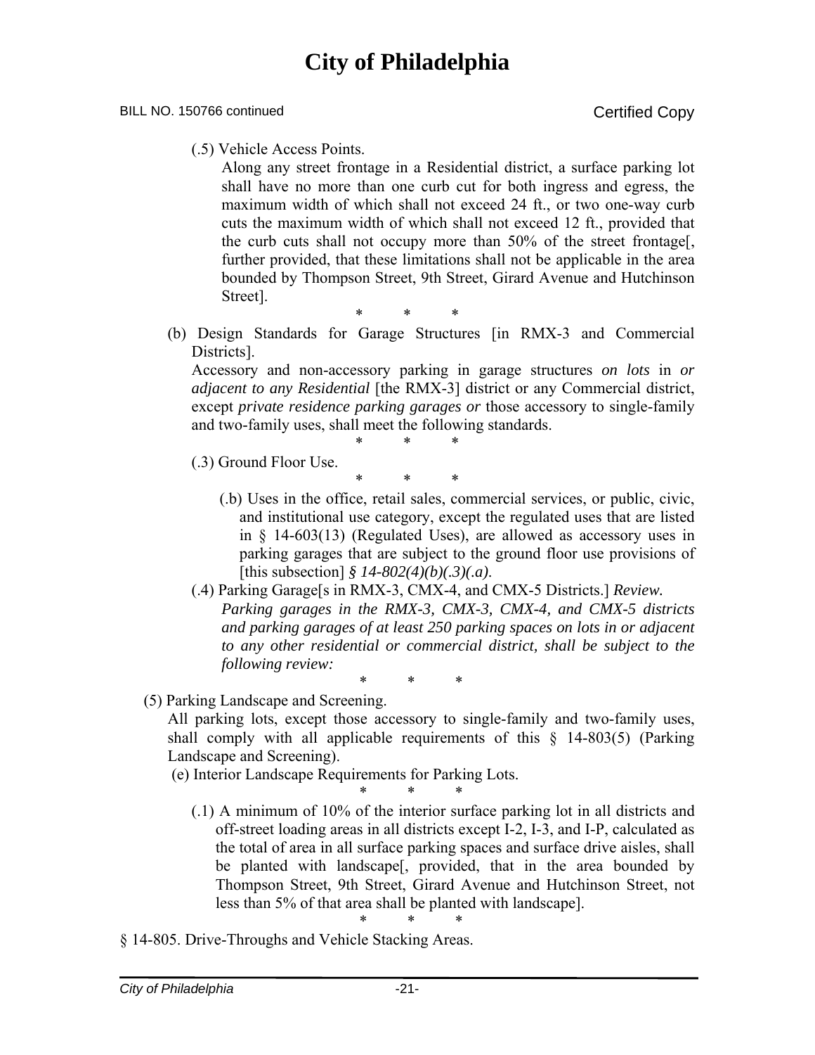(.5) Vehicle Access Points.

Along any street frontage in a Residential district, a surface parking lot shall have no more than one curb cut for both ingress and egress, the maximum width of which shall not exceed 24 ft., or two one-way curb cuts the maximum width of which shall not exceed 12 ft., provided that the curb cuts shall not occupy more than 50% of the street frontage[, further provided, that these limitations shall not be applicable in the area bounded by Thompson Street, 9th Street, Girard Avenue and Hutchinson Street].

\* \* \*

(b) Design Standards for Garage Structures [in RMX-3 and Commercial Districts].

Accessory and non-accessory parking in garage structures *on lots* in *or adjacent to any Residential* [the RMX-3] district or any Commercial district, except *private residence parking garages or* those accessory to single-family and two-family uses, shall meet the following standards.

\* \* \*

(.3) Ground Floor Use.

\* \* \*

(.b) Uses in the office, retail sales, commercial services, or public, civic, and institutional use category, except the regulated uses that are listed in § 14-603(13) (Regulated Uses), are allowed as accessory uses in parking garages that are subject to the ground floor use provisions of [this subsection] *§ 14-802(4)(b)(.3)(.a)*.

(.4) Parking Garage[s in RMX-3, CMX-4, and CMX-5 Districts.] *Review.*

*Parking garages in the RMX-3, CMX-3, CMX-4, and CMX-5 districts and parking garages of at least 250 parking spaces on lots in or adjacent to any other residential or commercial district, shall be subject to the following review:*

\* \* \*

(5) Parking Landscape and Screening.

All parking lots, except those accessory to single-family and two-family uses, shall comply with all applicable requirements of this § 14-803(5) (Parking Landscape and Screening).

(e) Interior Landscape Requirements for Parking Lots.

\* \* \*

(.1) A minimum of 10% of the interior surface parking lot in all districts and off-street loading areas in all districts except I-2, I-3, and I-P, calculated as the total of area in all surface parking spaces and surface drive aisles, shall be planted with landscape[, provided, that in the area bounded by Thompson Street, 9th Street, Girard Avenue and Hutchinson Street, not less than 5% of that area shall be planted with landscape].

\* \* \*

§ 14-805. Drive-Throughs and Vehicle Stacking Areas.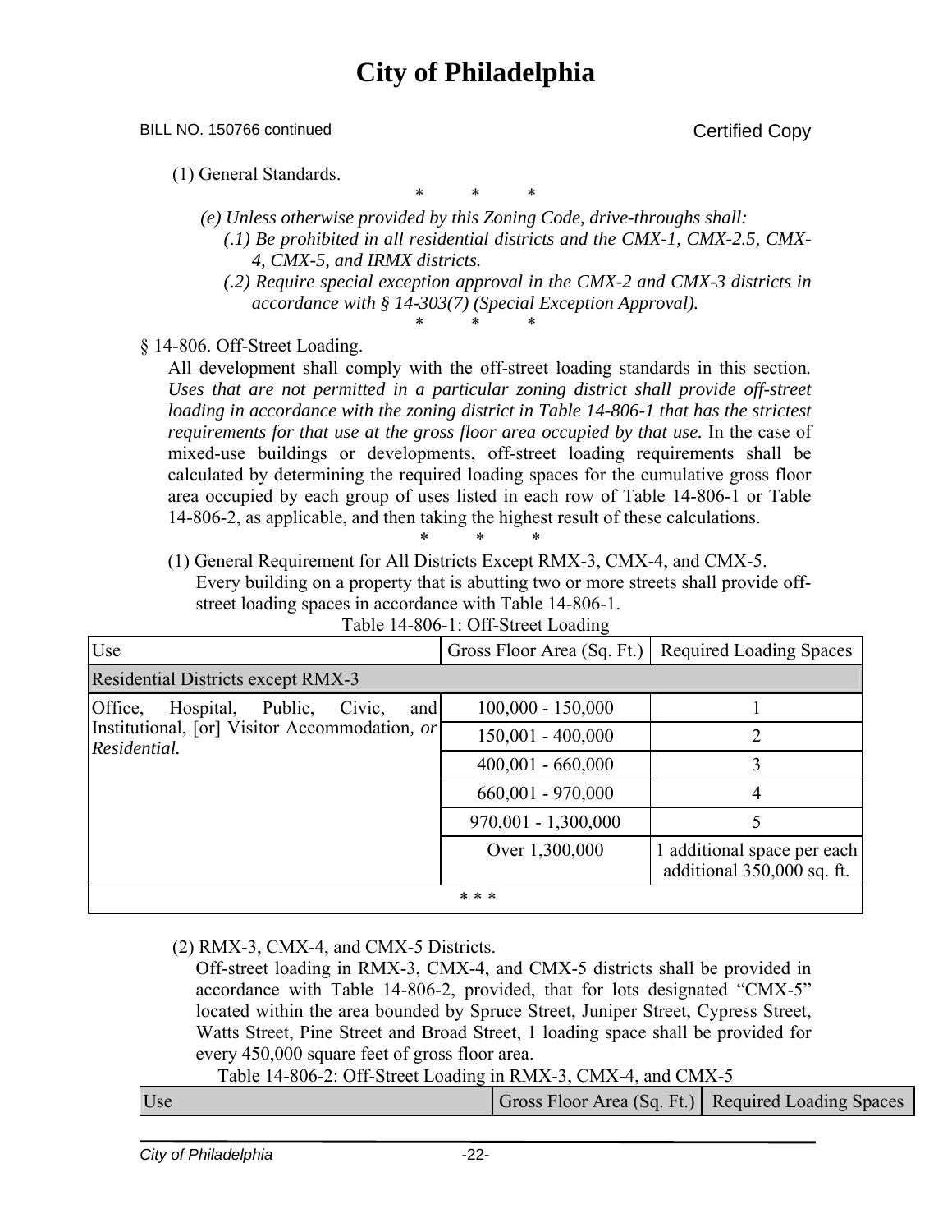BILL NO. 150766 continued

Certified Copy

(1) General Standards.

\* \* \*

*(e) Unless otherwise provided by this Zoning Code, drive-throughs shall:*

*(.1) Be prohibited in all residential districts and the CMX-1, CMX-2.5, CMX-4, CMX-5, and IRMX districts.*

*(.2) Require special exception approval in the CMX-2 and CMX-3 districts in accordance with § 14-303(7) (Special Exception Approval).*

\* \* \*

§ 14-806. Off-Street Loading.

All development shall comply with the off-street loading standards in this section. *Uses that are not permitted in a particular zoning district shall provide off-street loading in accordance with the zoning district in Table 14-806-1 that has the strictest requirements for that use at the gross floor area occupied by that use.* In the case of mixed-use buildings or developments, off-street loading requirements shall be calculated by determining the required loading spaces for the cumulative gross floor area occupied by each group of uses listed in each row of Table 14-806-1 or Table 14-806-2, as applicable, and then taking the highest result of these calculations.

\* \* \*

(1) General Requirement for All Districts Except RMX-3, CMX-4, and CMX-5.

Every building on a property that is abutting two or more streets shall provide off-street loading spaces in accordance with Table 14-806-1.

Table 14-806-1: Off-Street Loading

| Use | Gross Floor Area (Sq. Ft.) | Required Loading Spaces |
|---|---|---|
| Residential Districts except RMX-3 | | |
| Office, Hospital, Public, Civic, and Institutional, [or] Visitor Accommodation*, or Residential.* | 100,000 - 150,000 | 1 |
| | 150,001 - 400,000 | 2 |
| | 400,001 - 660,000 | 3 |
| | 660,001 - 970,000 | 4 |
| | 970,001 - 1,300,000 | 5 |
| | Over 1,300,000 | 1 additional space per each additional 350,000 sq. ft. |
| * * * | | |

(2) RMX-3, CMX-4, and CMX-5 Districts.

Off-street loading in RMX-3, CMX-4, and CMX-5 districts shall be provided in accordance with Table 14-806-2, provided, that for lots designated "CMX-5" located within the area bounded by Spruce Street, Juniper Street, Cypress Street, Watts Street, Pine Street and Broad Street, 1 loading space shall be provided for every 450,000 square feet of gross floor area.

Table 14-806-2: Off-Street Loading in RMX-3, CMX-4, and CMX-5

| Use | Gross Floor Area (Sq. Ft.) | Required Loading Spaces |
|---|---|---|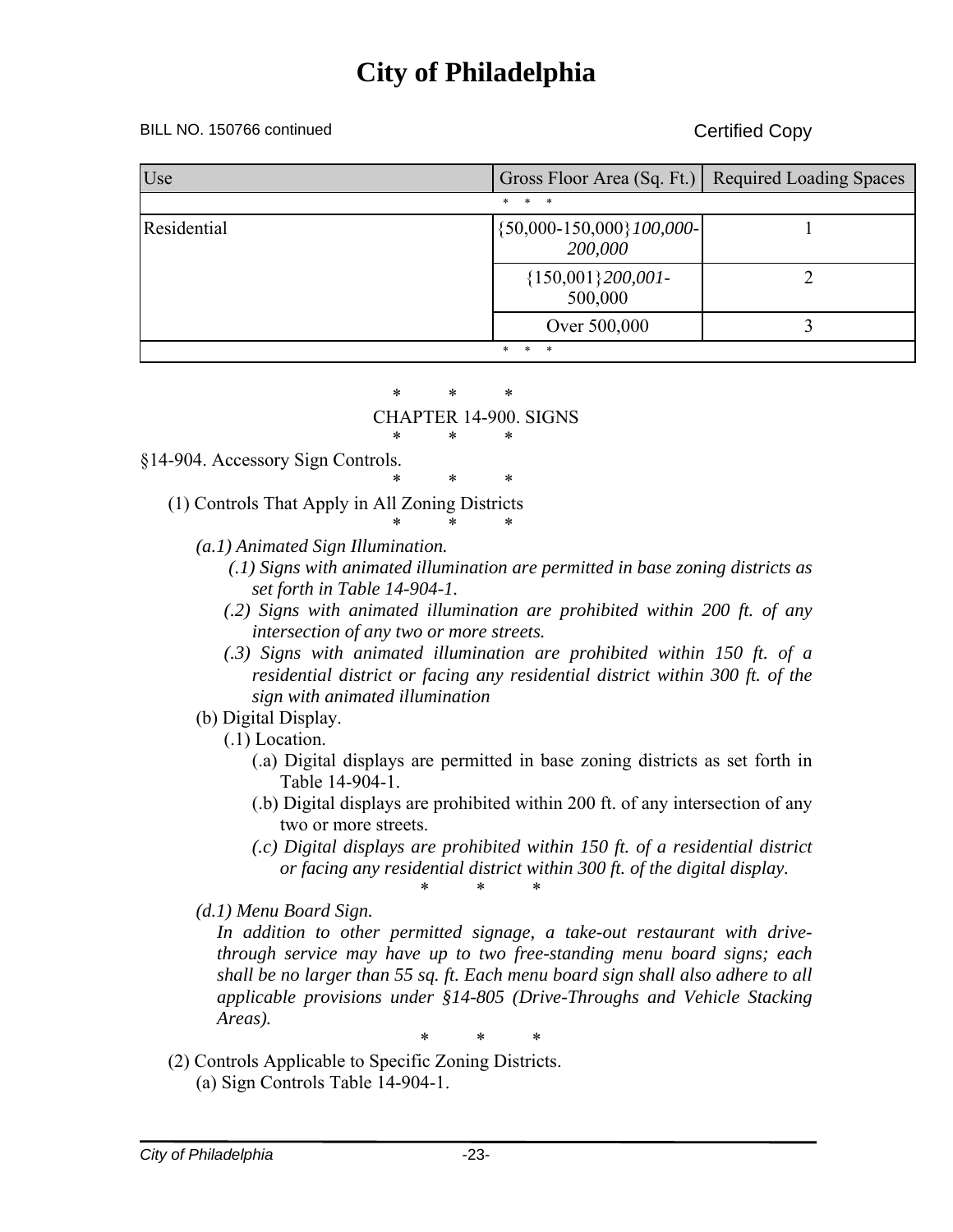BILL NO. 150766 continued

Certified Copy

| Use | Gross Floor Area (Sq. Ft.) | Required Loading Spaces |
|---|---|---|
| * * * | | |
| Residential | {50,000-150,000}*100,000-200,000* | 1 |
| | {150,001}*200,001*-500,000 | 2 |
| | Over 500,000 | 3 |
| * * * | | |

\* \* \*

CHAPTER 14-900. SIGNS

\* \* \*

§14-904. Accessory Sign Controls.

\* \* \*

(1) Controls That Apply in All Zoning Districts

\* \* \*

*(a.1) Animated Sign Illumination.*

*(.1) Signs with animated illumination are permitted in base zoning districts as set forth in Table 14-904-1.*

*(.2) Signs with animated illumination are prohibited within 200 ft. of any intersection of any two or more streets.*

*(.3) Signs with animated illumination are prohibited within 150 ft. of a residential district or facing any residential district within 300 ft. of the sign with animated illumination*

(b) Digital Display.

(.1) Location.

(.a) Digital displays are permitted in base zoning districts as set forth in Table 14-904-1.

(.b) Digital displays are prohibited within 200 ft. of any intersection of any two or more streets.

*(.c) Digital displays are prohibited within 150 ft. of a residential district or facing any residential district within 300 ft. of the digital display.*

\* \* \*

*(d.1) Menu Board Sign.*

*In addition to other permitted signage, a take-out restaurant with drive-through service may have up to two free-standing menu board signs; each shall be no larger than 55 sq. ft. Each menu board sign shall also adhere to all applicable provisions under §14-805 (Drive-Throughs and Vehicle Stacking Areas).*

\* \* \*

(2) Controls Applicable to Specific Zoning Districts.

(a) Sign Controls Table 14-904-1.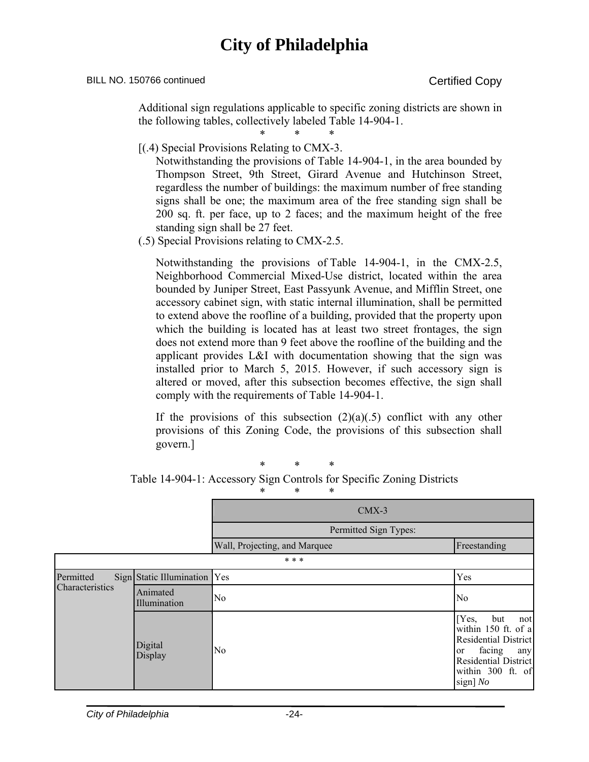BILL NO. 150766 continued

Certified Copy

Additional sign regulations applicable to specific zoning districts are shown in the following tables, collectively labeled Table 14-904-1.

\* \* \*

[(.4) Special Provisions Relating to CMX-3.

Notwithstanding the provisions of Table 14-904-1, in the area bounded by Thompson Street, 9th Street, Girard Avenue and Hutchinson Street, regardless the number of buildings: the maximum number of free standing signs shall be one; the maximum area of the free standing sign shall be 200 sq. ft. per face, up to 2 faces; and the maximum height of the free standing sign shall be 27 feet.

(.5) Special Provisions relating to CMX-2.5.

Notwithstanding the provisions of Table 14-904-1, in the CMX-2.5, Neighborhood Commercial Mixed-Use district, located within the area bounded by Juniper Street, East Passyunk Avenue, and Mifflin Street, one accessory cabinet sign, with static internal illumination, shall be permitted to extend above the roofline of a building, provided that the property upon which the building is located has at least two street frontages, the sign does not extend more than 9 feet above the roofline of the building and the applicant provides L&I with documentation showing that the sign was installed prior to March 5, 2015. However, if such accessory sign is altered or moved, after this subsection becomes effective, the sign shall comply with the requirements of Table 14-904-1.

If the provisions of this subsection (2)(a)(.5) conflict with any other provisions of this Zoning Code, the provisions of this subsection shall govern.]

\* \* \*

Table 14-904-1: Accessory Sign Controls for Specific Zoning Districts

\* \* \*

| | | CMX-3 | |
|---|---|---|---|
| | | Permitted Sign Types: | |
| | | Wall, Projecting, and Marquee | Freestanding |
| * * * | | | |
| Permitted Sign Characteristics | Static Illumination | Yes | Yes |
| | Animated Illumination | No | No |
| | Digital Display | No | [Yes, but not within 150 ft. of a Residential District or facing any Residential District within 300 ft. of sign] *No* |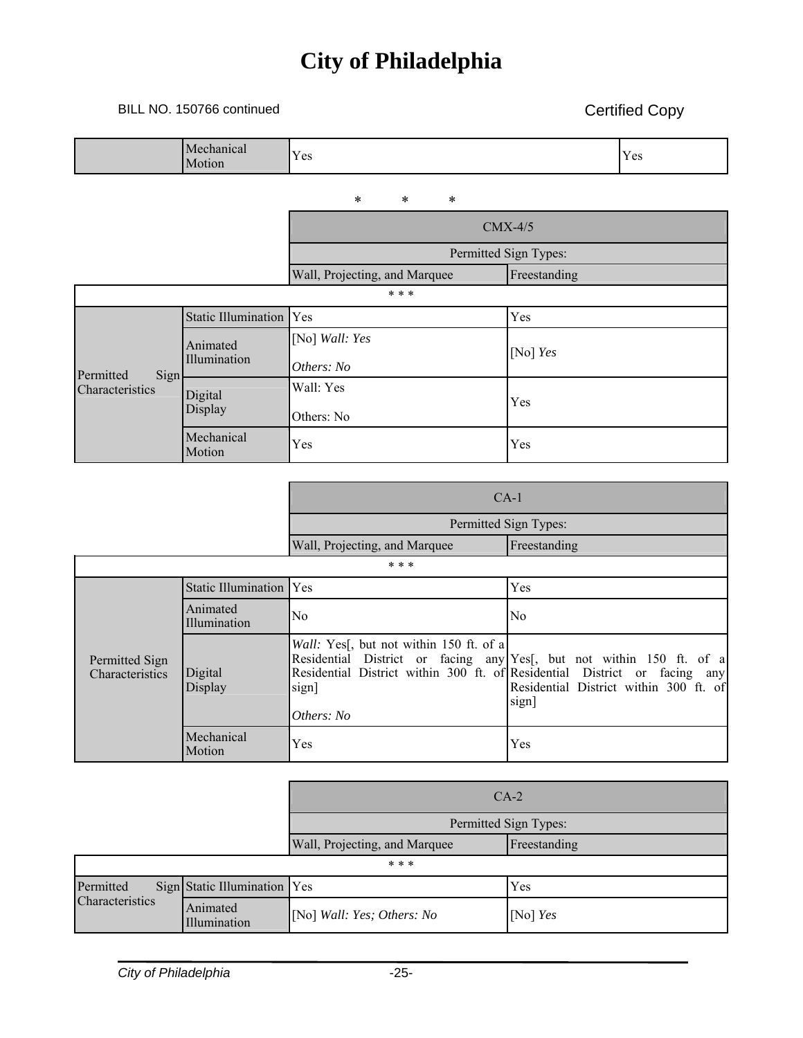# City of Philadelphia

BILL NO. 150766 continued

Certified Copy

| | Mechanical Motion | Yes | Yes |
|---|---|---|---|

\* \* \*

| | | CMX-4/5 | |
|---|---|---|---|
| | | Permitted Sign Types: | |
| | | Wall, Projecting, and Marquee | Freestanding |
| \* \* \* | | | |
| Permitted Sign Characteristics | Static Illumination | Yes | Yes |
| | Animated Illumination | [No] *Wall: Yes*<br><br>*Others: No* | [No] *Yes* |
| | Digital Display | Wall: Yes<br><br>Others: No | Yes |
| | Mechanical Motion | Yes | Yes |

| | | CA-1 | |
|---|---|---|---|
| | | Permitted Sign Types: | |
| | | Wall, Projecting, and Marquee | Freestanding |
| \* \* \* | | | |
| Permitted Sign Characteristics | Static Illumination | Yes | Yes |
| | Animated Illumination | No | No |
| | Digital Display | *Wall:* Yes[, but not within 150 ft. of a Residential District or facing any Residential District within 300 ft. of sign]<br><br>*Others: No* | Yes[, but not within 150 ft. of a Residential District or facing any Residential District within 300 ft. of sign] |
| | Mechanical Motion | Yes | Yes |

| | | CA-2 | |
|---|---|---|---|
| | | Permitted Sign Types: | |
| | | Wall, Projecting, and Marquee | Freestanding |
| \* \* \* | | | |
| Permitted Sign Characteristics | Static Illumination | Yes | Yes |
| | Animated Illumination | [No] *Wall: Yes; Others: No* | [No] *Yes* |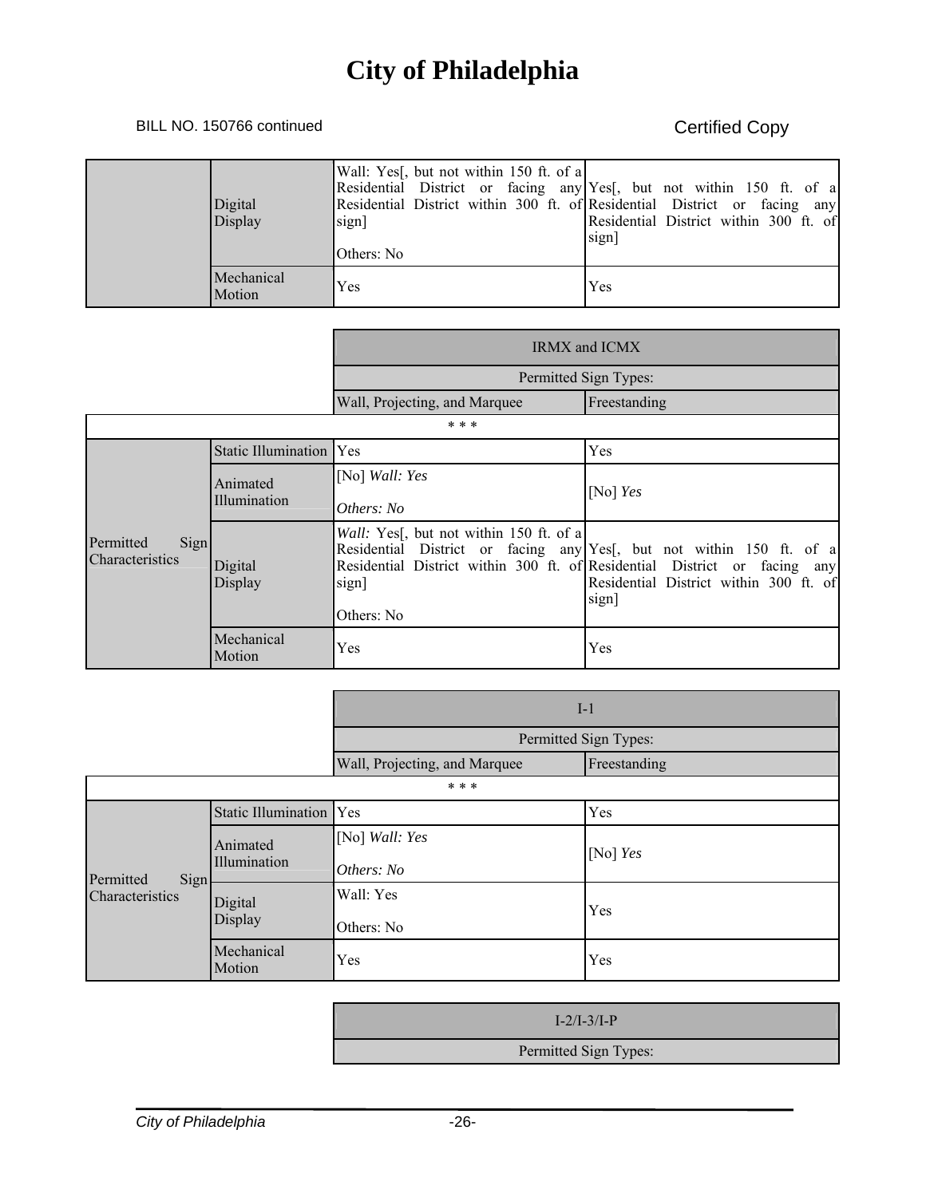BILL NO. 150766 continued

Certified Copy

| | | | |
|---|---|---|---|
| | Digital Display | Wall: Yes[, but not within 150 ft. of a Residential District or facing any Residential District within 300 ft. of sign]<br><br>Others: No | Yes[, but not within 150 ft. of a Residential District or facing any Residential District within 300 ft. of sign] |
| | Mechanical Motion | Yes | Yes |

| | | IRMX and ICMX | |
|---|---|---|---|
| | | Permitted Sign Types: | |
| | | Wall, Projecting, and Marquee | Freestanding |
| * * * | | | |
| Permitted Sign Characteristics | Static Illumination | Yes | Yes |
| | Animated Illumination | [No] *Wall: Yes*<br><br>*Others: No* | [No] *Yes* |
| | Digital Display | *Wall:* Yes[, but not within 150 ft. of a Residential District or facing any Residential District within 300 ft. of sign]<br><br>Others: No | Yes[, but not within 150 ft. of a Residential District or facing any Residential District within 300 ft. of sign] |
| | Mechanical Motion | Yes | Yes |

| | | I-1 | |
|---|---|---|---|
| | | Permitted Sign Types: | |
| | | Wall, Projecting, and Marquee | Freestanding |
| * * * | | | |
| Permitted Sign Characteristics | Static Illumination | Yes | Yes |
| | Animated Illumination | [No] *Wall: Yes*<br><br>*Others: No* | [No] *Yes* |
| | Digital Display | Wall: Yes<br><br>Others: No | Yes |
| | Mechanical Motion | Yes | Yes |

| | | I-2/I-3/I-P | |
|---|---|---|---|
| | | Permitted Sign Types: | |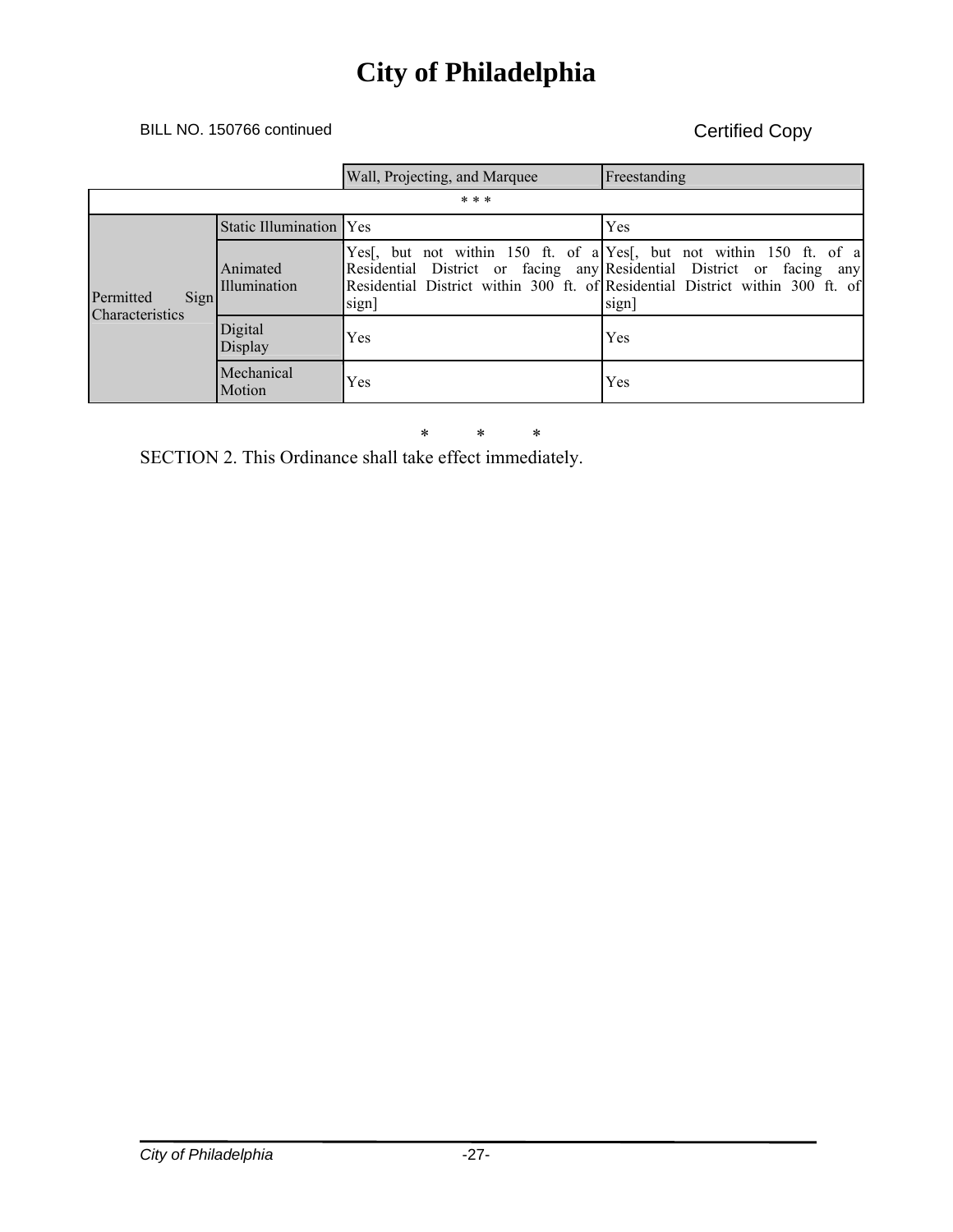BILL NO. 150766 continued

Certified Copy

| | | Wall, Projecting, and Marquee | Freestanding |
|---|---|---|---|
| * * * | | | |
| Permitted Sign Characteristics | Static Illumination | Yes | Yes |
| | Animated Illumination | Yes[, but not within 150 ft. of a Residential District or facing any Residential District within 300 ft. of sign] | Yes[, but not within 150 ft. of a Residential District or facing any Residential District within 300 ft. of sign] |
| | Digital Display | Yes | Yes |
| | Mechanical Motion | Yes | Yes |

\* \* \*

SECTION 2. This Ordinance shall take effect immediately.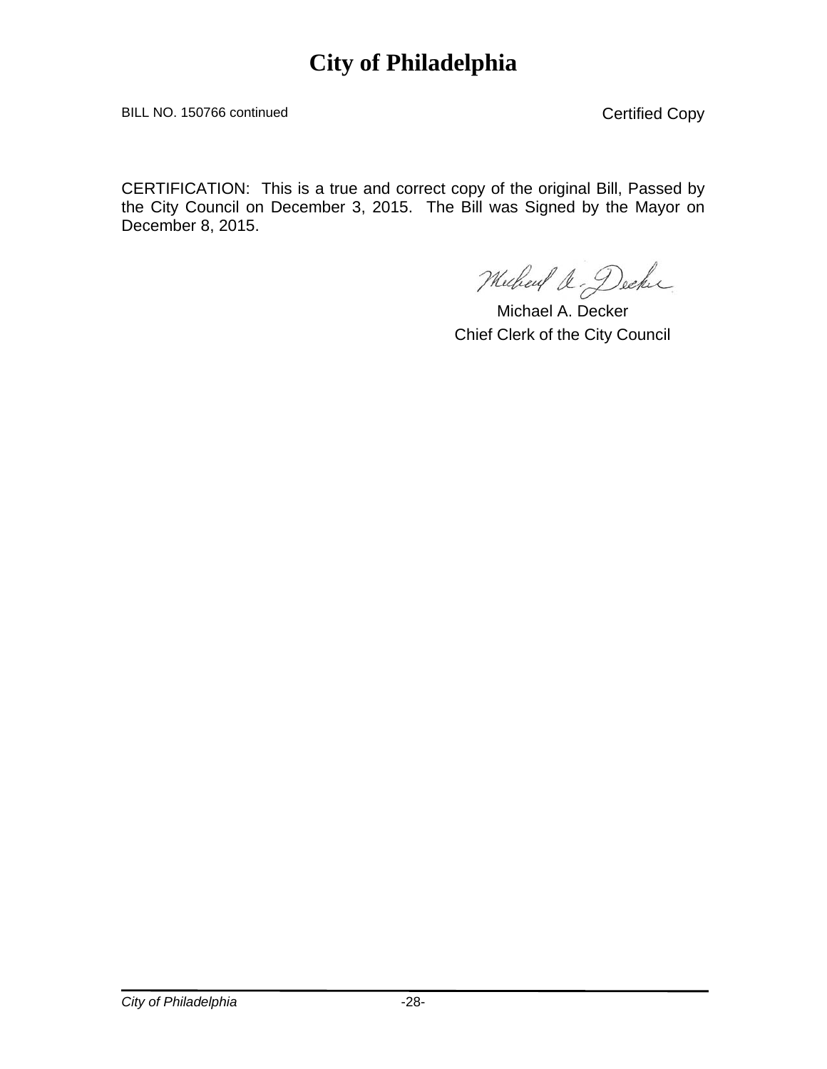# City of Philadelphia

BILL NO. 150766 continued

Certified Copy

CERTIFICATION: This is a true and correct copy of the original Bill, Passed by the City Council on December 3, 2015. The Bill was Signed by the Mayor on December 8, 2015.

Michael A. Decker
Chief Clerk of the City Council